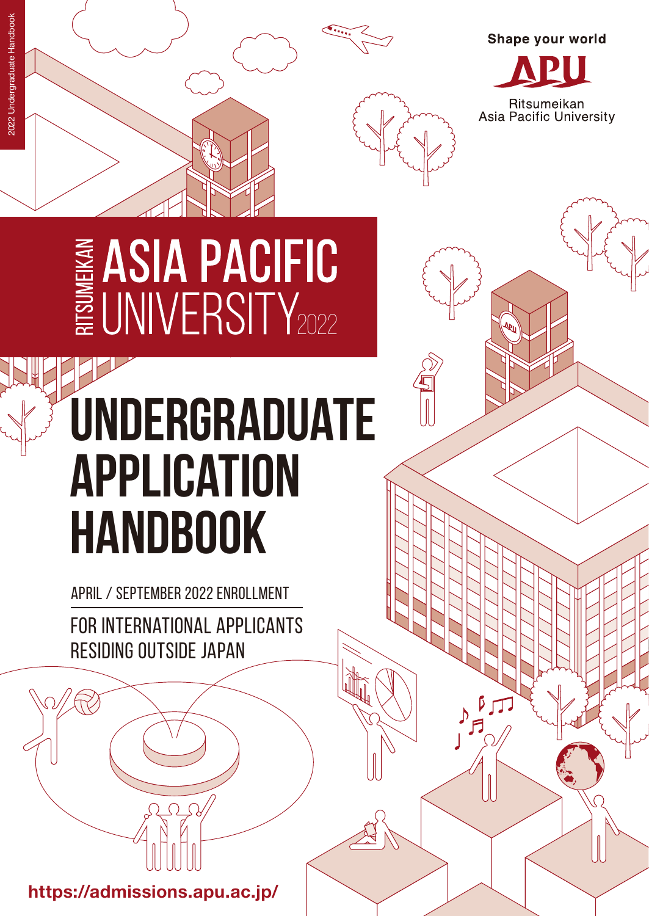2022 Undergraduate Handbook

Shape your world

APU

Ritsumeikan
Asia Pacific University

# RITSUMEIKAN ASIA PACIFIC UNIVERSITY 2022

# UNDERGRADUATE APPLICATION HANDBOOK

APRIL / SEPTEMBER 2022 ENROLLMENT

FOR INTERNATIONAL APPLICANTS RESIDING OUTSIDE JAPAN

https://admissions.apu.ac.jp/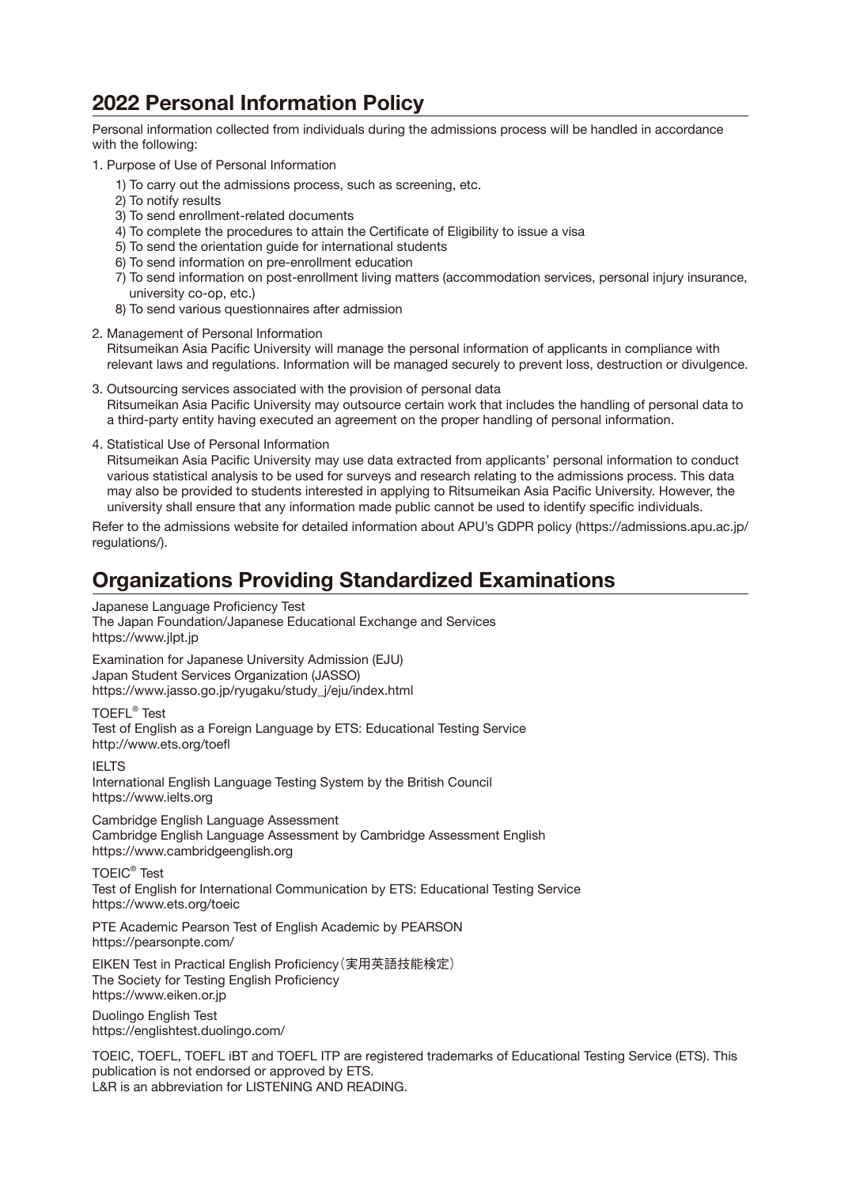## 2022 Personal Information Policy

Personal information collected from individuals during the admissions process will be handled in accordance with the following:

1. Purpose of Use of Personal Information
   1) To carry out the admissions process, such as screening, etc.
   2) To notify results
   3) To send enrollment-related documents
   4) To complete the procedures to attain the Certificate of Eligibility to issue a visa
   5) To send the orientation guide for international students
   6) To send information on pre-enrollment education
   7) To send information on post-enrollment living matters (accommodation services, personal injury insurance, university co-op, etc.)
   8) To send various questionnaires after admission
2. Management of Personal Information
   Ritsumeikan Asia Pacific University will manage the personal information of applicants in compliance with relevant laws and regulations. Information will be managed securely to prevent loss, destruction or divulgence.
3. Outsourcing services associated with the provision of personal data
   Ritsumeikan Asia Pacific University may outsource certain work that includes the handling of personal data to a third-party entity having executed an agreement on the proper handling of personal information.
4. Statistical Use of Personal Information
   Ritsumeikan Asia Pacific University may use data extracted from applicants' personal information to conduct various statistical analysis to be used for surveys and research relating to the admissions process. This data may also be provided to students interested in applying to Ritsumeikan Asia Pacific University. However, the university shall ensure that any information made public cannot be used to identify specific individuals.

Refer to the admissions website for detailed information about APU's GDPR policy (https://admissions.apu.ac.jp/regulations/).

## Organizations Providing Standardized Examinations

Japanese Language Proficiency Test
The Japan Foundation/Japanese Educational Exchange and Services
https://www.jlpt.jp

Examination for Japanese University Admission (EJU)
Japan Student Services Organization (JASSO)
https://www.jasso.go.jp/ryugaku/study_j/eju/index.html

TOEFL® Test
Test of English as a Foreign Language by ETS: Educational Testing Service
http://www.ets.org/toefl

IELTS
International English Language Testing System by the British Council
https://www.ielts.org

Cambridge English Language Assessment
Cambridge English Language Assessment by Cambridge Assessment English
https://www.cambridgeenglish.org

TOEIC® Test
Test of English for International Communication by ETS: Educational Testing Service
https://www.ets.org/toeic

PTE Academic Pearson Test of English Academic by PEARSON
https://pearsonpte.com/

EIKEN Test in Practical English Proficiency（実用英語技能検定）
The Society for Testing English Proficiency
https://www.eiken.or.jp

Duolingo English Test
https://englishtest.duolingo.com/

TOEIC, TOEFL, TOEFL iBT and TOEFL ITP are registered trademarks of Educational Testing Service (ETS). This publication is not endorsed or approved by ETS.
L&R is an abbreviation for LISTENING AND READING.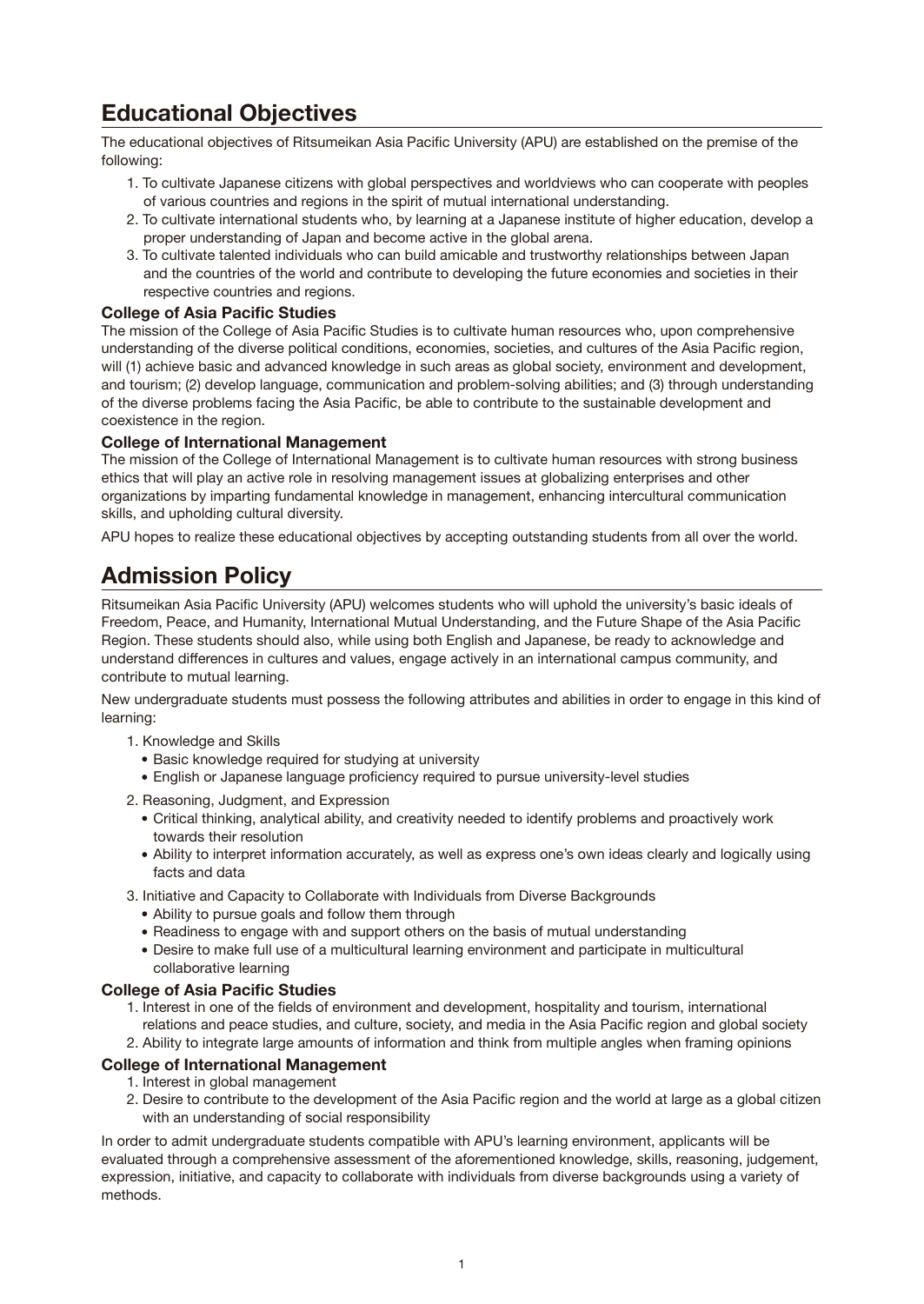# Educational Objectives

The educational objectives of Ritsumeikan Asia Pacific University (APU) are established on the premise of the following:

1. To cultivate Japanese citizens with global perspectives and worldviews who can cooperate with peoples of various countries and regions in the spirit of mutual international understanding.
2. To cultivate international students who, by learning at a Japanese institute of higher education, develop a proper understanding of Japan and become active in the global arena.
3. To cultivate talented individuals who can build amicable and trustworthy relationships between Japan and the countries of the world and contribute to developing the future economies and societies in their respective countries and regions.

### College of Asia Pacific Studies

The mission of the College of Asia Pacific Studies is to cultivate human resources who, upon comprehensive understanding of the diverse political conditions, economies, societies, and cultures of the Asia Pacific region, will (1) achieve basic and advanced knowledge in such areas as global society, environment and development, and tourism; (2) develop language, communication and problem-solving abilities; and (3) through understanding of the diverse problems facing the Asia Pacific, be able to contribute to the sustainable development and coexistence in the region.

### College of International Management

The mission of the College of International Management is to cultivate human resources with strong business ethics that will play an active role in resolving management issues at globalizing enterprises and other organizations by imparting fundamental knowledge in management, enhancing intercultural communication skills, and upholding cultural diversity.

APU hopes to realize these educational objectives by accepting outstanding students from all over the world.

# Admission Policy

Ritsumeikan Asia Pacific University (APU) welcomes students who will uphold the university's basic ideals of Freedom, Peace, and Humanity, International Mutual Understanding, and the Future Shape of the Asia Pacific Region. These students should also, while using both English and Japanese, be ready to acknowledge and understand differences in cultures and values, engage actively in an international campus community, and contribute to mutual learning.

New undergraduate students must possess the following attributes and abilities in order to engage in this kind of learning:

1. Knowledge and Skills
   - Basic knowledge required for studying at university
   - English or Japanese language proficiency required to pursue university-level studies
2. Reasoning, Judgment, and Expression
   - Critical thinking, analytical ability, and creativity needed to identify problems and proactively work towards their resolution
   - Ability to interpret information accurately, as well as express one's own ideas clearly and logically using facts and data
3. Initiative and Capacity to Collaborate with Individuals from Diverse Backgrounds
   - Ability to pursue goals and follow them through
   - Readiness to engage with and support others on the basis of mutual understanding
   - Desire to make full use of a multicultural learning environment and participate in multicultural collaborative learning

### College of Asia Pacific Studies

1. Interest in one of the fields of environment and development, hospitality and tourism, international relations and peace studies, and culture, society, and media in the Asia Pacific region and global society
2. Ability to integrate large amounts of information and think from multiple angles when framing opinions

### College of International Management

1. Interest in global management
2. Desire to contribute to the development of the Asia Pacific region and the world at large as a global citizen with an understanding of social responsibility

In order to admit undergraduate students compatible with APU's learning environment, applicants will be evaluated through a comprehensive assessment of the aforementioned knowledge, skills, reasoning, judgement, expression, initiative, and capacity to collaborate with individuals from diverse backgrounds using a variety of methods.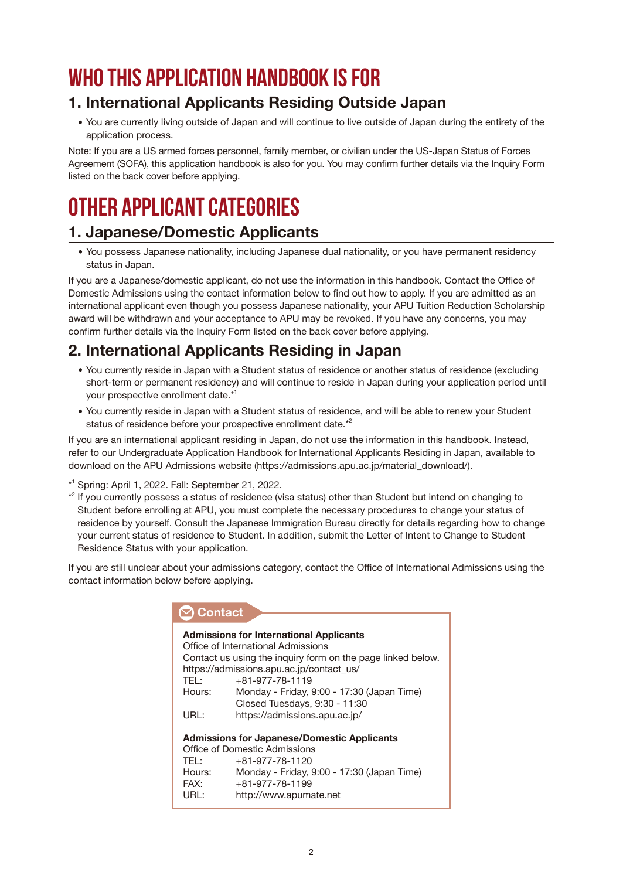# WHO THIS APPLICATION HANDBOOK IS FOR

## 1. International Applicants Residing Outside Japan

- You are currently living outside of Japan and will continue to live outside of Japan during the entirety of the application process.

Note: If you are a US armed forces personnel, family member, or civilian under the US-Japan Status of Forces Agreement (SOFA), this application handbook is also for you. You may confirm further details via the Inquiry Form listed on the back cover before applying.

# OTHER APPLICANT CATEGORIES

## 1. Japanese/Domestic Applicants

- You possess Japanese nationality, including Japanese dual nationality, or you have permanent residency status in Japan.

If you are a Japanese/domestic applicant, do not use the information in this handbook. Contact the Office of Domestic Admissions using the contact information below to find out how to apply. If you are admitted as an international applicant even though you possess Japanese nationality, your APU Tuition Reduction Scholarship award will be withdrawn and your acceptance to APU may be revoked. If you have any concerns, you may confirm further details via the Inquiry Form listed on the back cover before applying.

## 2. International Applicants Residing in Japan

- You currently reside in Japan with a Student status of residence or another status of residence (excluding short-term or permanent residency) and will continue to reside in Japan during your application period until your prospective enrollment date.*[1]
- You currently reside in Japan with a Student status of residence, and will be able to renew your Student status of residence before your prospective enrollment date.*[2]

If you are an international applicant residing in Japan, do not use the information in this handbook. Instead, refer to our Undergraduate Application Handbook for International Applicants Residing in Japan, available to download on the APU Admissions website (https://admissions.apu.ac.jp/material_download/).

*[1] Spring: April 1, 2022. Fall: September 21, 2022.

*[2] If you currently possess a status of residence (visa status) other than Student but intend on changing to Student before enrolling at APU, you must complete the necessary procedures to change your status of residence by yourself. Consult the Japanese Immigration Bureau directly for details regarding how to change your current status of residence to Student. In addition, submit the Letter of Intent to Change to Student Residence Status with your application.

If you are still unclear about your admissions category, contact the Office of International Admissions using the contact information below before applying.

**Contact**

**Admissions for International Applicants**
Office of International Admissions
Contact us using the inquiry form on the page linked below.
https://admissions.apu.ac.jp/contact_us/

| | |
|---|---|
| TEL: | +81-977-78-1119 |
| Hours: | Monday - Friday, 9:00 - 17:30 (Japan Time)<br>Closed Tuesdays, 9:30 - 11:30 |
| URL: | https://admissions.apu.ac.jp/ |

**Admissions for Japanese/Domestic Applicants**
Office of Domestic Admissions

| | |
|---|---|
| TEL: | +81-977-78-1120 |
| Hours: | Monday - Friday, 9:00 - 17:30 (Japan Time) |
| FAX: | +81-977-78-1199 |
| URL: | http://www.apumate.net |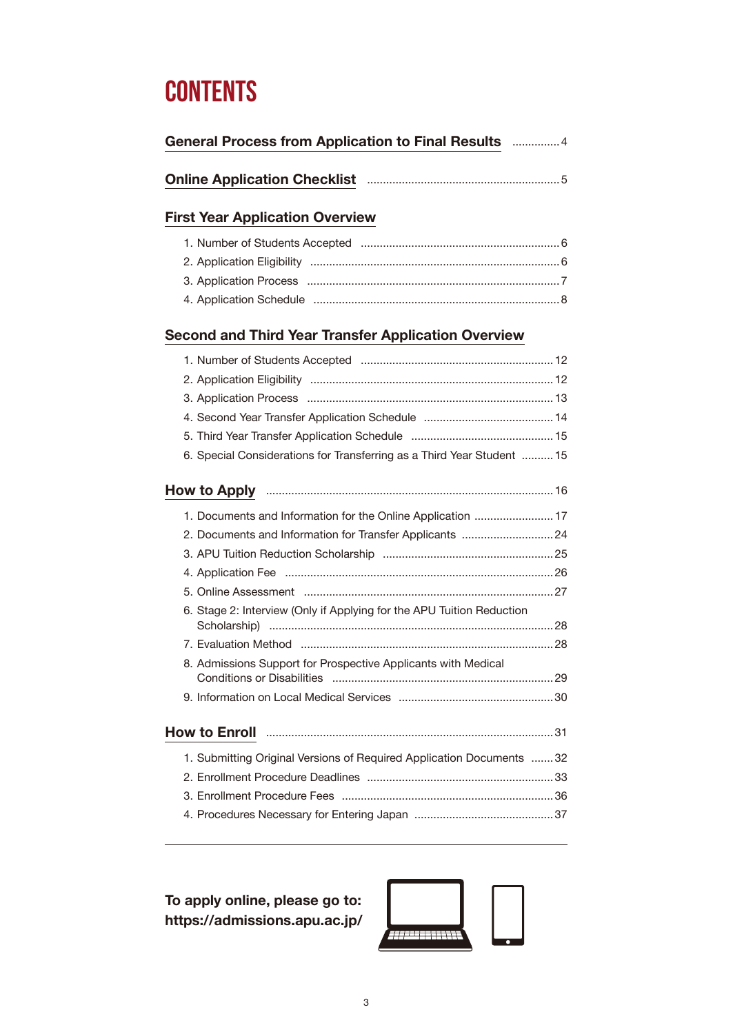# CONTENTS

**General Process from Application to Final Results** ............... 4

**Online Application Checklist** ............................................................ 5

## First Year Application Overview

1. Number of Students Accepted ............................................................ 6
2. Application Eligibility ............................................................................ 6
3. Application Process .............................................................................. 7
4. Application Schedule ............................................................................ 8

## Second and Third Year Transfer Application Overview

1. Number of Students Accepted ............................................................ 12
2. Application Eligibility ............................................................................ 12
3. Application Process .............................................................................. 13
4. Second Year Transfer Application Schedule ......................................... 14
5. Third Year Transfer Application Schedule ............................................. 15
6. Special Considerations for Transferring as a Third Year Student .......... 15

## How to Apply ......................................................................................... 16

1. Documents and Information for the Online Application ......................... 17
2. Documents and Information for Transfer Applicants ............................. 24
3. APU Tuition Reduction Scholarship ..................................................... 25
4. Application Fee ..................................................................................... 26
5. Online Assessment ............................................................................... 27
6. Stage 2: Interview (Only if Applying for the APU Tuition Reduction Scholarship) ......................................................................................... 28
7. Evaluation Method ................................................................................ 28
8. Admissions Support for Prospective Applicants with Medical Conditions or Disabilities ...................................................................... 29
9. Information on Local Medical Services ................................................. 30

## How to Enroll ......................................................................................... 31

1. Submitting Original Versions of Required Application Documents ....... 32
2. Enrollment Procedure Deadlines .......................................................... 33
3. Enrollment Procedure Fees .................................................................. 36
4. Procedures Necessary for Entering Japan ............................................ 37

---

**To apply online, please go to:**
**https://admissions.apu.ac.jp/**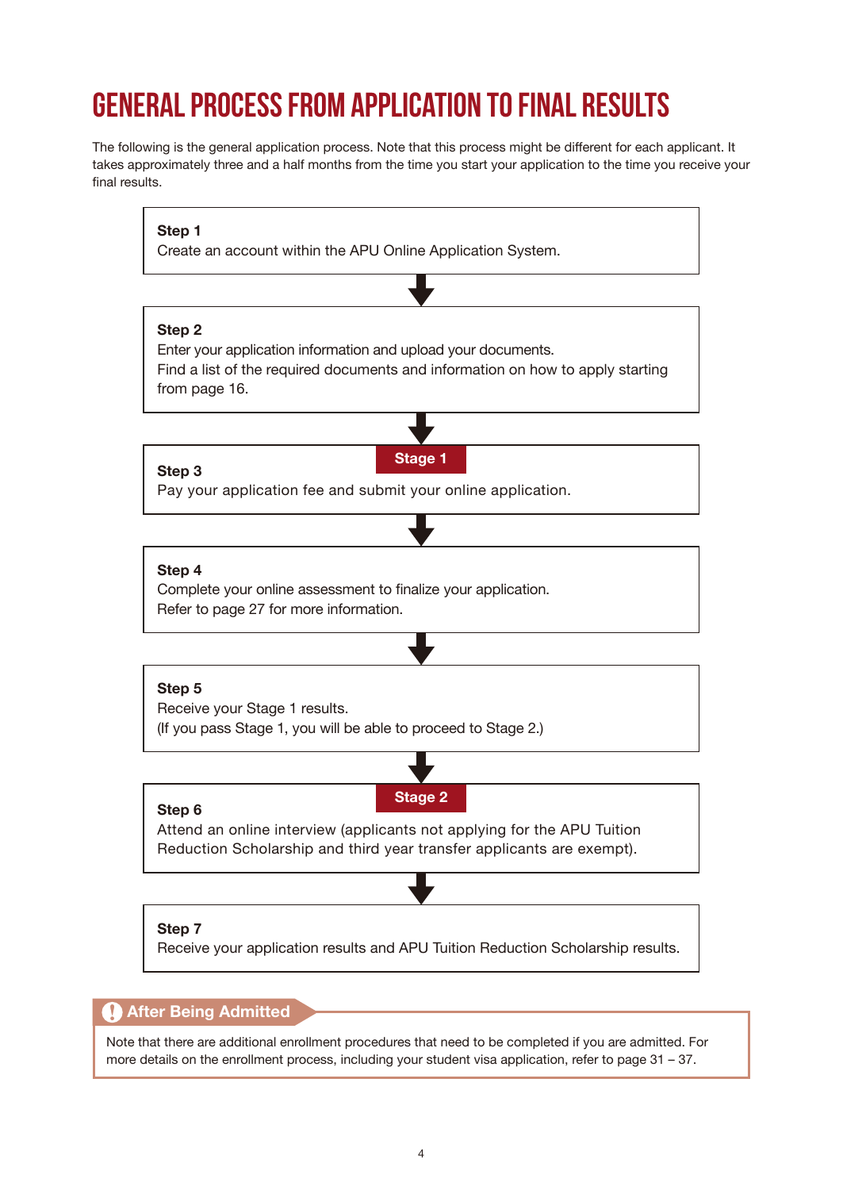# GENERAL PROCESS FROM APPLICATION TO FINAL RESULTS

The following is the general application process. Note that this process might be different for each applicant. It takes approximately three and a half months from the time you start your application to the time you receive your final results.

**Step 1**
Create an account within the APU Online Application System.

↓

**Step 2**
Enter your application information and upload your documents.
Find a list of the required documents and information on how to apply starting from page 16.

↓

**Stage 1**

**Step 3**
Pay your application fee and submit your online application.

↓

**Step 4**
Complete your online assessment to finalize your application.
Refer to page 27 for more information.

↓

**Step 5**
Receive your Stage 1 results.
(If you pass Stage 1, you will be able to proceed to Stage 2.)

↓

**Stage 2**

**Step 6**
Attend an online interview (applicants not applying for the APU Tuition Reduction Scholarship and third year transfer applicants are exempt).

↓

**Step 7**
Receive your application results and APU Tuition Reduction Scholarship results.

**After Being Admitted**

Note that there are additional enrollment procedures that need to be completed if you are admitted. For more details on the enrollment process, including your student visa application, refer to page 31 – 37.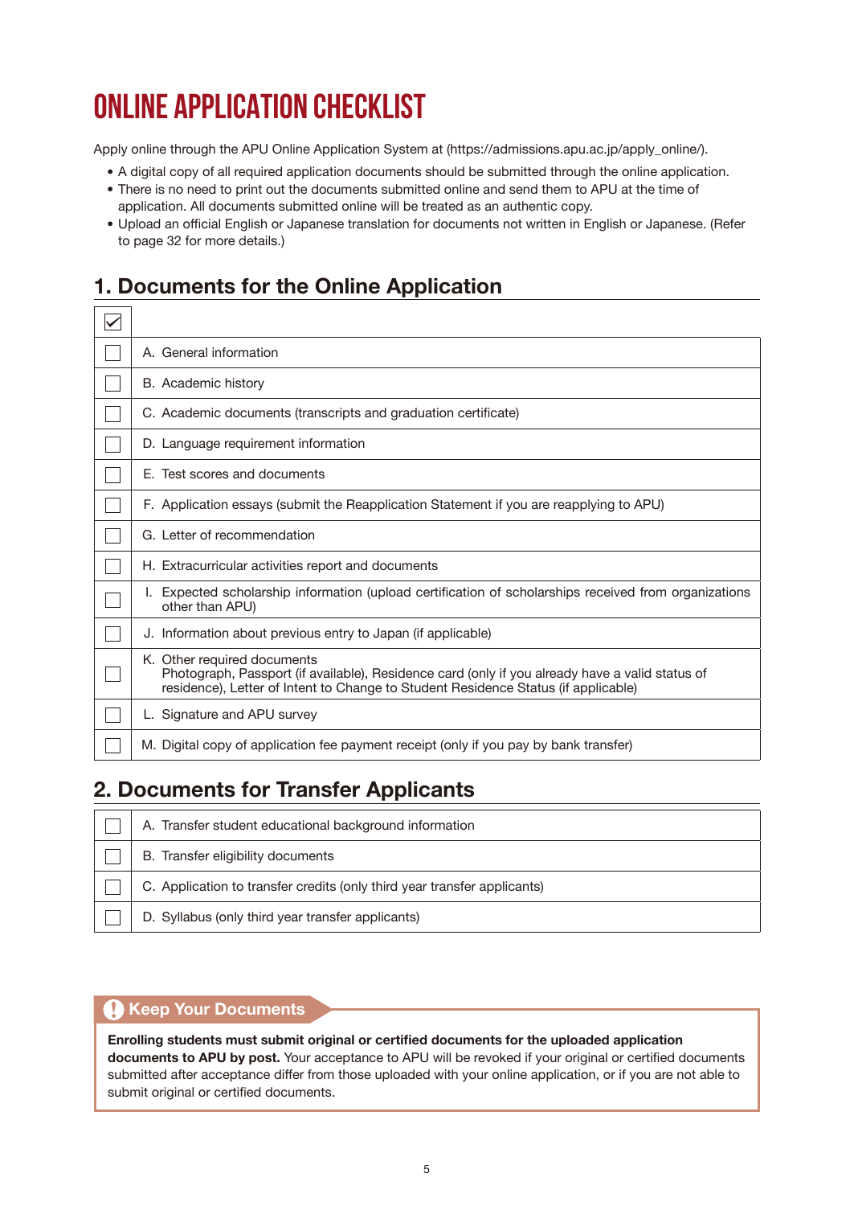# ONLINE APPLICATION CHECKLIST

Apply online through the APU Online Application System at (https://admissions.apu.ac.jp/apply_online/).

- A digital copy of all required application documents should be submitted through the online application.
- There is no need to print out the documents submitted online and send them to APU at the time of application. All documents submitted online will be treated as an authentic copy.
- Upload an official English or Japanese translation for documents not written in English or Japanese. (Refer to page 32 for more details.)

## 1. Documents for the Online Application

| ☑ | |
|---|---|
| ☐ | A. General information |
| ☐ | B. Academic history |
| ☐ | C. Academic documents (transcripts and graduation certificate) |
| ☐ | D. Language requirement information |
| ☐ | E. Test scores and documents |
| ☐ | F. Application essays (submit the Reapplication Statement if you are reapplying to APU) |
| ☐ | G. Letter of recommendation |
| ☐ | H. Extracurricular activities report and documents |
| ☐ | I. Expected scholarship information (upload certification of scholarships received from organizations other than APU) |
| ☐ | J. Information about previous entry to Japan (if applicable) |
| ☐ | K. Other required documents<br>Photograph, Passport (if available), Residence card (only if you already have a valid status of residence), Letter of Intent to Change to Student Residence Status (if applicable) |
| ☐ | L. Signature and APU survey |
| ☐ | M. Digital copy of application fee payment receipt (only if you pay by bank transfer) |

## 2. Documents for Transfer Applicants

| | |
|---|---|
| ☐ | A. Transfer student educational background information |
| ☐ | B. Transfer eligibility documents |
| ☐ | C. Application to transfer credits (only third year transfer applicants) |
| ☐ | D. Syllabus (only third year transfer applicants) |

**Keep Your Documents**

**Enrolling students must submit original or certified documents for the uploaded application documents to APU by post.** Your acceptance to APU will be revoked if your original or certified documents submitted after acceptance differ from those uploaded with your online application, or if you are not able to submit original or certified documents.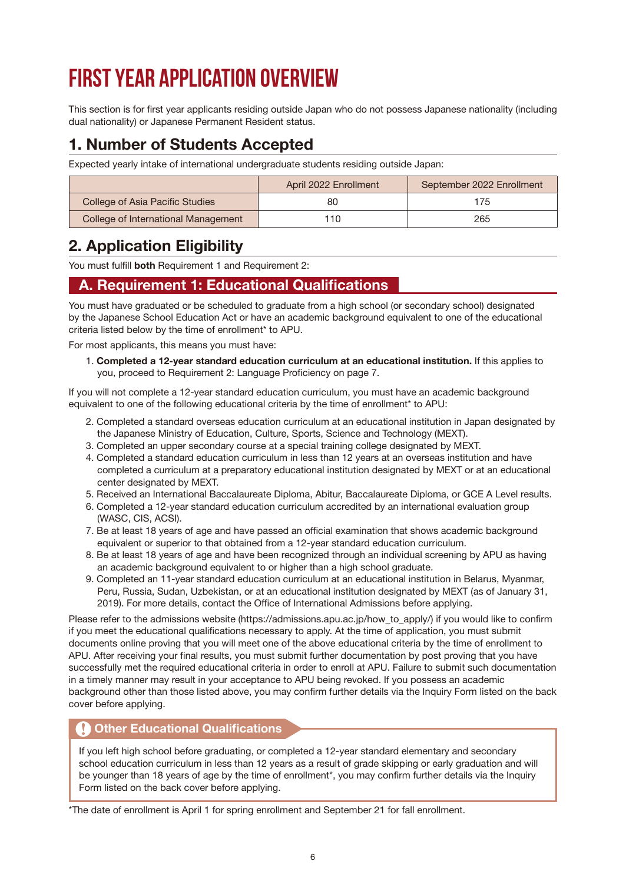# FIRST YEAR APPLICATION OVERVIEW

This section is for first year applicants residing outside Japan who do not possess Japanese nationality (including dual nationality) or Japanese Permanent Resident status.

## 1. Number of Students Accepted

Expected yearly intake of international undergraduate students residing outside Japan:

| | April 2022 Enrollment | September 2022 Enrollment |
|---|---|---|
| College of Asia Pacific Studies | 80 | 175 |
| College of International Management | 110 | 265 |

## 2. Application Eligibility

You must fulfill **both** Requirement 1 and Requirement 2:

### A. Requirement 1: Educational Qualifications

You must have graduated or be scheduled to graduate from a high school (or secondary school) designated by the Japanese School Education Act or have an academic background equivalent to one of the educational criteria listed below by the time of enrollment* to APU.

For most applicants, this means you must have:

1. **Completed a 12-year standard education curriculum at an educational institution.** If this applies to you, proceed to Requirement 2: Language Proficiency on page 7.

If you will not complete a 12-year standard education curriculum, you must have an academic background equivalent to one of the following educational criteria by the time of enrollment* to APU:

2. Completed a standard overseas education curriculum at an educational institution in Japan designated by the Japanese Ministry of Education, Culture, Sports, Science and Technology (MEXT).
3. Completed an upper secondary course at a special training college designated by MEXT.
4. Completed a standard education curriculum in less than 12 years at an overseas institution and have completed a curriculum at a preparatory educational institution designated by MEXT or at an educational center designated by MEXT.
5. Received an International Baccalaureate Diploma, Abitur, Baccalaureate Diploma, or GCE A Level results.
6. Completed a 12-year standard education curriculum accredited by an international evaluation group (WASC, CIS, ACSI).
7. Be at least 18 years of age and have passed an official examination that shows academic background equivalent or superior to that obtained from a 12-year standard education curriculum.
8. Be at least 18 years of age and have been recognized through an individual screening by APU as having an academic background equivalent to or higher than a high school graduate.
9. Completed an 11-year standard education curriculum at an educational institution in Belarus, Myanmar, Peru, Russia, Sudan, Uzbekistan, or at an educational institution designated by MEXT (as of January 31, 2019). For more details, contact the Office of International Admissions before applying.

Please refer to the admissions website (https://admissions.apu.ac.jp/how_to_apply/) if you would like to confirm if you meet the educational qualifications necessary to apply. At the time of application, you must submit documents online proving that you will meet one of the above educational criteria by the time of enrollment to APU. After receiving your final results, you must submit further documentation by post proving that you have successfully met the required educational criteria in order to enroll at APU. Failure to submit such documentation in a timely manner may result in your acceptance to APU being revoked. If you possess an academic background other than those listed above, you may confirm further details via the Inquiry Form listed on the back cover before applying.

#### Other Educational Qualifications

If you left high school before graduating, or completed a 12-year standard elementary and secondary school education curriculum in less than 12 years as a result of grade skipping or early graduation and will be younger than 18 years of age by the time of enrollment*, you may confirm further details via the Inquiry Form listed on the back cover before applying.

*The date of enrollment is April 1 for spring enrollment and September 21 for fall enrollment.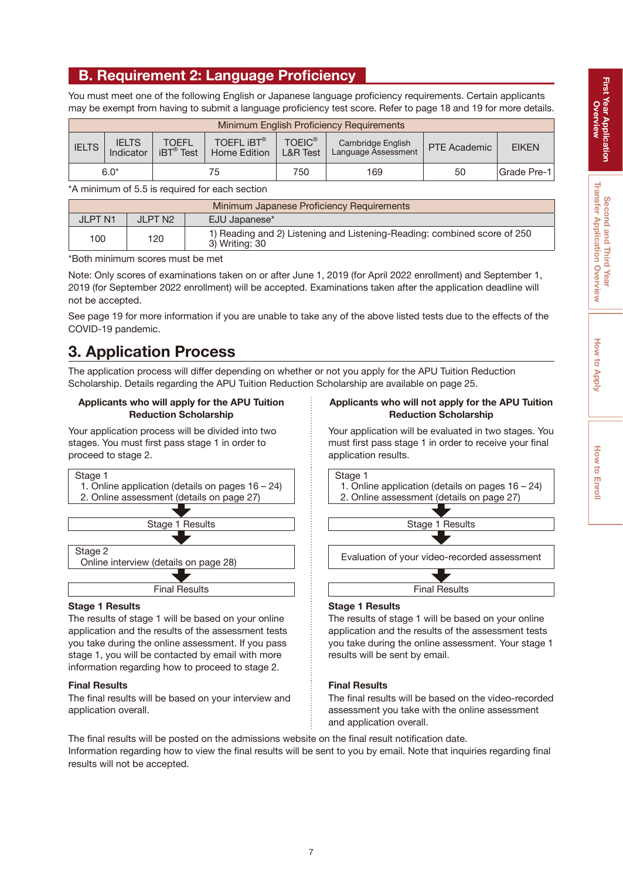## B. Requirement 2: Language Proficiency

You must meet one of the following English or Japanese language proficiency requirements. Certain applicants may be exempt from having to submit a language proficiency test score. Refer to page 18 and 19 for more details.

| Minimum English Proficiency Requirements | | | | | | | |
|---|---|---|---|---|---|---|---|
| IELTS | IELTS Indicator | TOEFL iBT® Test | TOEFL iBT® Home Edition | TOEIC® L&R Test | Cambridge English Language Assessment | PTE Academic | EIKEN |
| 6.0* | | 75 | | 750 | 169 | 50 | Grade Pre-1 |

*A minimum of 5.5 is required for each section

| Minimum Japanese Proficiency Requirements | | |
|---|---|---|
| JLPT N1 | JLPT N2 | EJU Japanese* |
| 100 | 120 | 1) Reading and 2) Listening and Listening-Reading: combined score of 250<br>3) Writing: 30 |

*Both minimum scores must be met

Note: Only scores of examinations taken on or after June 1, 2019 (for April 2022 enrollment) and September 1, 2019 (for September 2022 enrollment) will be accepted. Examinations taken after the application deadline will not be accepted.

See page 19 for more information if you are unable to take any of the above listed tests due to the effects of the COVID-19 pandemic.

# 3. Application Process

The application process will differ depending on whether or not you apply for the APU Tuition Reduction Scholarship. Details regarding the APU Tuition Reduction Scholarship are available on page 25.

### Applicants who will apply for the APU Tuition Reduction Scholarship

Your application process will be divided into two stages. You must first pass stage 1 in order to proceed to stage 2.

Stage 1
1. Online application (details on pages 16 – 24)
2. Online assessment (details on page 27)

↓

Stage 1 Results

↓

Stage 2
Online interview (details on page 28)

↓

Final Results

**Stage 1 Results**

The results of stage 1 will be based on your online application and the results of the assessment tests you take during the online assessment. If you pass stage 1, you will be contacted by email with more information regarding how to proceed to stage 2.

**Final Results**

The final results will be based on your interview and application overall.

### Applicants who will not apply for the APU Tuition Reduction Scholarship

Your application will be evaluated in two stages. You must first pass stage 1 in order to receive your final application results.

Stage 1
1. Online application (details on pages 16 – 24)
2. Online assessment (details on page 27)

↓

Stage 1 Results

↓

Evaluation of your video-recorded assessment

↓

Final Results

**Stage 1 Results**

The results of stage 1 will be based on your online application and the results of the assessment tests you take during the online assessment. Your stage 1 results will be sent by email.

**Final Results**

The final results will be based on the video-recorded assessment you take with the online assessment and application overall.

The final results will be posted on the admissions website on the final result notification date.
Information regarding how to view the final results will be sent to you by email. Note that inquiries regarding final results will not be accepted.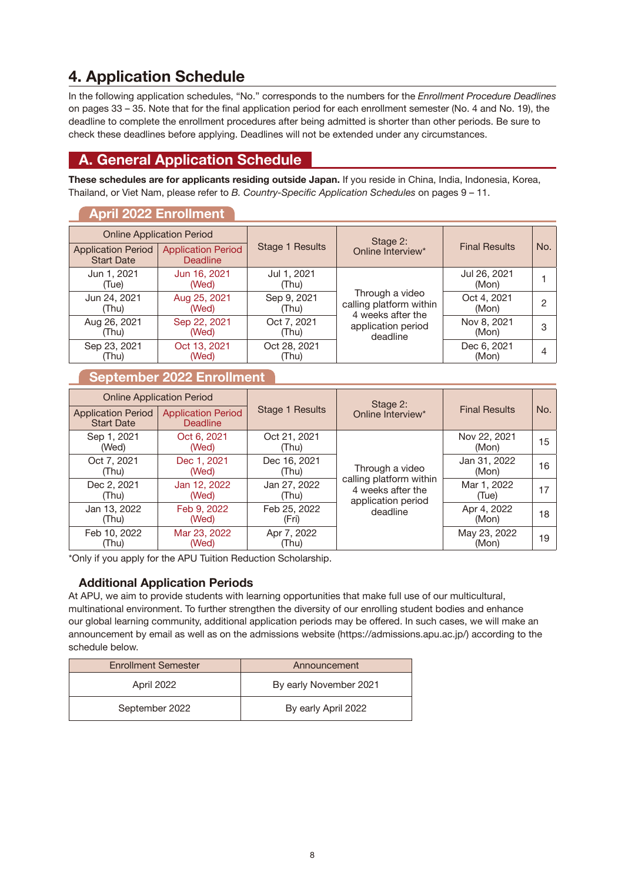## 4. Application Schedule

In the following application schedules, "No." corresponds to the numbers for the *Enrollment Procedure Deadlines* on pages 33 – 35. Note that for the final application period for each enrollment semester (No. 4 and No. 19), the deadline to complete the enrollment procedures after being admitted is shorter than other periods. Be sure to check these deadlines before applying. Deadlines will not be extended under any circumstances.

### A. General Application Schedule

**These schedules are for applicants residing outside Japan.** If you reside in China, India, Indonesia, Korea, Thailand, or Viet Nam, please refer to *B. Country-Specific Application Schedules* on pages 9 – 11.

#### April 2022 Enrollment

| Online Application Period | | Stage 1 Results | Stage 2: Online Interview* | Final Results | No. |
|---|---|---|---|---|---|
| Application Period Start Date | Application Period Deadline | | | | |
| Jun 1, 2021 (Tue) | Jun 16, 2021 (Wed) | Jul 1, 2021 (Thu) | Through a video calling platform within 4 weeks after the application period deadline | Jul 26, 2021 (Mon) | 1 |
| Jun 24, 2021 (Thu) | Aug 25, 2021 (Wed) | Sep 9, 2021 (Thu) | | Oct 4, 2021 (Mon) | 2 |
| Aug 26, 2021 (Thu) | Sep 22, 2021 (Wed) | Oct 7, 2021 (Thu) | | Nov 8, 2021 (Mon) | 3 |
| Sep 23, 2021 (Thu) | Oct 13, 2021 (Wed) | Oct 28, 2021 (Thu) | | Dec 6, 2021 (Mon) | 4 |

#### September 2022 Enrollment

| Online Application Period | | Stage 1 Results | Stage 2: Online Interview* | Final Results | No. |
|---|---|---|---|---|---|
| Application Period Start Date | Application Period Deadline | | | | |
| Sep 1, 2021 (Wed) | Oct 6, 2021 (Wed) | Oct 21, 2021 (Thu) | Through a video calling platform within 4 weeks after the application period deadline | Nov 22, 2021 (Mon) | 15 |
| Oct 7, 2021 (Thu) | Dec 1, 2021 (Wed) | Dec 16, 2021 (Thu) | | Jan 31, 2022 (Mon) | 16 |
| Dec 2, 2021 (Thu) | Jan 12, 2022 (Wed) | Jan 27, 2022 (Thu) | | Mar 1, 2022 (Tue) | 17 |
| Jan 13, 2022 (Thu) | Feb 9, 2022 (Wed) | Feb 25, 2022 (Fri) | | Apr 4, 2022 (Mon) | 18 |
| Feb 10, 2022 (Thu) | Mar 23, 2022 (Wed) | Apr 7, 2022 (Thu) | | May 23, 2022 (Mon) | 19 |

*Only if you apply for the APU Tuition Reduction Scholarship.

#### Additional Application Periods

At APU, we aim to provide students with learning opportunities that make full use of our multicultural, multinational environment. To further strengthen the diversity of our enrolling student bodies and enhance our global learning community, additional application periods may be offered. In such cases, we will make an announcement by email as well as on the admissions website (https://admissions.apu.ac.jp/) according to the schedule below.

| Enrollment Semester | Announcement |
|---|---|
| April 2022 | By early November 2021 |
| September 2022 | By early April 2022 |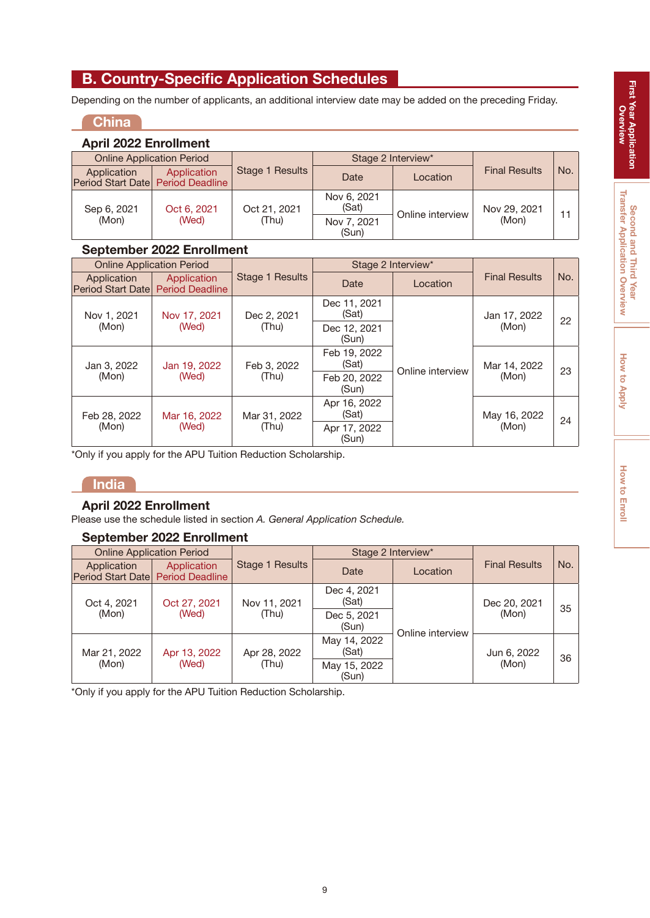## B. Country-Specific Application Schedules

Depending on the number of applicants, an additional interview date may be added on the preceding Friday.

### China

#### April 2022 Enrollment

| Online Application Period | | Stage 1 Results | Stage 2 Interview* | | Final Results | No. |
|---|---|---|---|---|---|---|
| Application Period Start Date | Application Period Deadline | | Date | Location | | |
| Sep 6, 2021 (Mon) | Oct 6, 2021 (Wed) | Oct 21, 2021 (Thu) | Nov 6, 2021 (Sat) / Nov 7, 2021 (Sun) | Online interview | Nov 29, 2021 (Mon) | 11 |

#### September 2022 Enrollment

| Online Application Period | | Stage 1 Results | Stage 2 Interview* | | Final Results | No. |
|---|---|---|---|---|---|---|
| Application Period Start Date | Application Period Deadline | | Date | Location | | |
| Nov 1, 2021 (Mon) | Nov 17, 2021 (Wed) | Dec 2, 2021 (Thu) | Dec 11, 2021 (Sat) / Dec 12, 2021 (Sun) | Online interview | Jan 17, 2022 (Mon) | 22 |
| Jan 3, 2022 (Mon) | Jan 19, 2022 (Wed) | Feb 3, 2022 (Thu) | Feb 19, 2022 (Sat) / Feb 20, 2022 (Sun) | Online interview | Mar 14, 2022 (Mon) | 23 |
| Feb 28, 2022 (Mon) | Mar 16, 2022 (Wed) | Mar 31, 2022 (Thu) | Apr 16, 2022 (Sat) / Apr 17, 2022 (Sun) | Online interview | May 16, 2022 (Mon) | 24 |

*Only if you apply for the APU Tuition Reduction Scholarship.

### India

#### April 2022 Enrollment

Please use the schedule listed in section *A. General Application Schedule.*

#### September 2022 Enrollment

| Online Application Period | | Stage 1 Results | Stage 2 Interview* | | Final Results | No. |
|---|---|---|---|---|---|---|
| Application Period Start Date | Application Period Deadline | | Date | Location | | |
| Oct 4, 2021 (Mon) | Oct 27, 2021 (Wed) | Nov 11, 2021 (Thu) | Dec 4, 2021 (Sat) / Dec 5, 2021 (Sun) | Online interview | Dec 20, 2021 (Mon) | 35 |
| Mar 21, 2022 (Mon) | Apr 13, 2022 (Wed) | Apr 28, 2022 (Thu) | May 14, 2022 (Sat) / May 15, 2022 (Sun) | Online interview | Jun 6, 2022 (Mon) | 36 |

*Only if you apply for the APU Tuition Reduction Scholarship.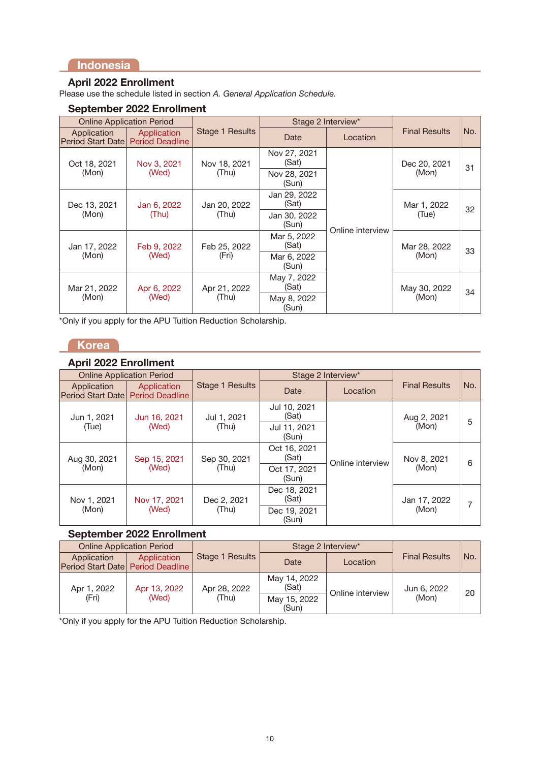## Indonesia

### April 2022 Enrollment

Please use the schedule listed in section *A. General Application Schedule.*

### September 2022 Enrollment

| Online Application Period | | Stage 1 Results | Stage 2 Interview* | | Final Results | No. |
|---|---|---|---|---|---|---|
| Application Period Start Date | Application Period Deadline | | Date | Location | | |
| Oct 18, 2021 (Mon) | Nov 3, 2021 (Wed) | Nov 18, 2021 (Thu) | Nov 27, 2021 (Sat) / Nov 28, 2021 (Sun) | Online interview | Dec 20, 2021 (Mon) | 31 |
| Dec 13, 2021 (Mon) | Jan 6, 2022 (Thu) | Jan 20, 2022 (Thu) | Jan 29, 2022 (Sat) / Jan 30, 2022 (Sun) | Online interview | Mar 1, 2022 (Tue) | 32 |
| Jan 17, 2022 (Mon) | Feb 9, 2022 (Wed) | Feb 25, 2022 (Fri) | Mar 5, 2022 (Sat) / Mar 6, 2022 (Sun) | Online interview | Mar 28, 2022 (Mon) | 33 |
| Mar 21, 2022 (Mon) | Apr 6, 2022 (Wed) | Apr 21, 2022 (Thu) | May 7, 2022 (Sat) / May 8, 2022 (Sun) | Online interview | May 30, 2022 (Mon) | 34 |

*Only if you apply for the APU Tuition Reduction Scholarship.

## Korea

### April 2022 Enrollment

| Online Application Period | | Stage 1 Results | Stage 2 Interview* | | Final Results | No. |
|---|---|---|---|---|---|---|
| Application Period Start Date | Application Period Deadline | | Date | Location | | |
| Jun 1, 2021 (Tue) | Jun 16, 2021 (Wed) | Jul 1, 2021 (Thu) | Jul 10, 2021 (Sat) / Jul 11, 2021 (Sun) | Online interview | Aug 2, 2021 (Mon) | 5 |
| Aug 30, 2021 (Mon) | Sep 15, 2021 (Wed) | Sep 30, 2021 (Thu) | Oct 16, 2021 (Sat) / Oct 17, 2021 (Sun) | Online interview | Nov 8, 2021 (Mon) | 6 |
| Nov 1, 2021 (Mon) | Nov 17, 2021 (Wed) | Dec 2, 2021 (Thu) | Dec 18, 2021 (Sat) / Dec 19, 2021 (Sun) | Online interview | Jan 17, 2022 (Mon) | 7 |

### September 2022 Enrollment

| Online Application Period | | Stage 1 Results | Stage 2 Interview* | | Final Results | No. |
|---|---|---|---|---|---|---|
| Application Period Start Date | Application Period Deadline | | Date | Location | | |
| Apr 1, 2022 (Fri) | Apr 13, 2022 (Wed) | Apr 28, 2022 (Thu) | May 14, 2022 (Sat) / May 15, 2022 (Sun) | Online interview | Jun 6, 2022 (Mon) | 20 |

*Only if you apply for the APU Tuition Reduction Scholarship.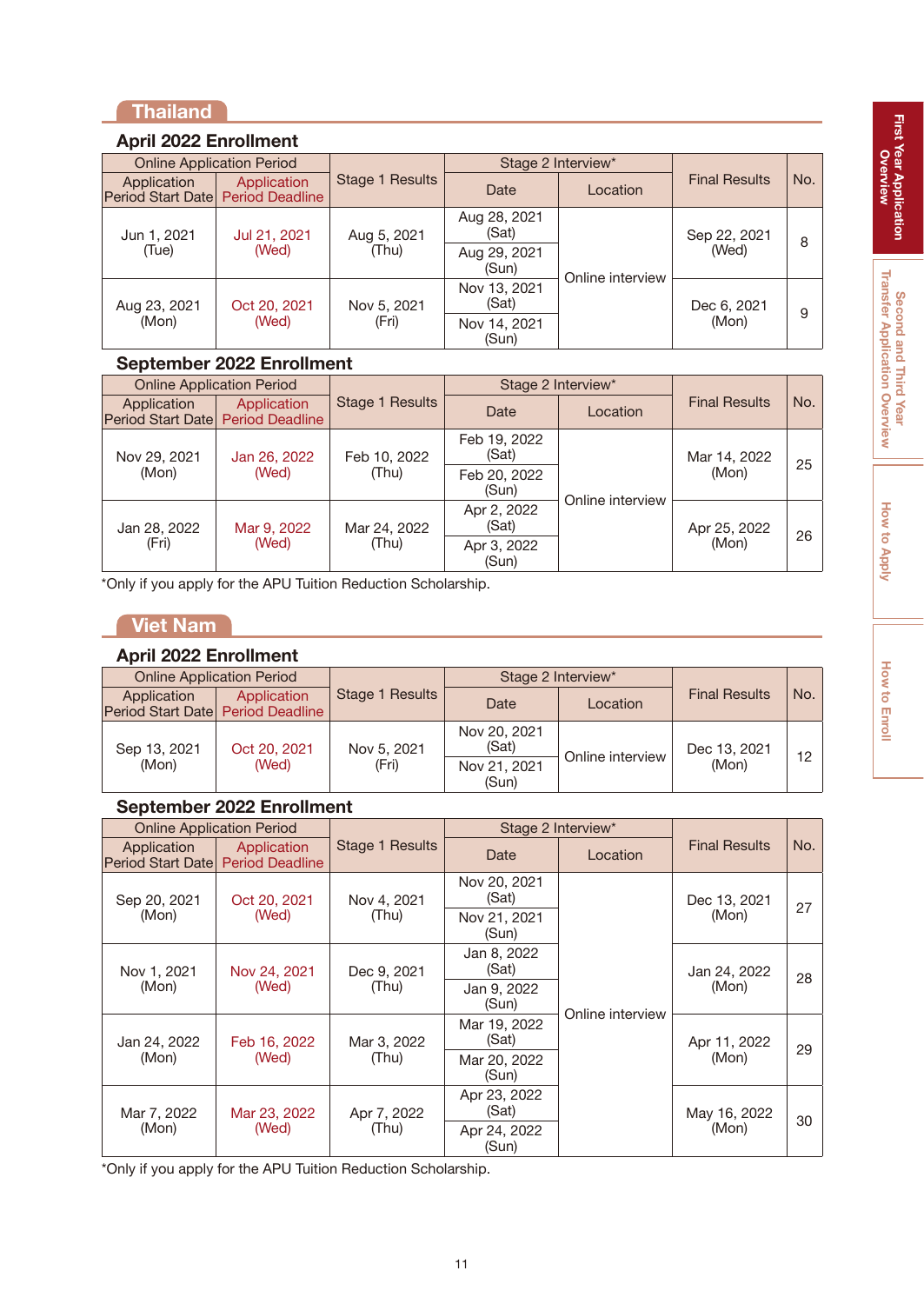## Thailand

### April 2022 Enrollment

| Online Application Period | | Stage 1 Results | Stage 2 Interview* | | Final Results | No. |
|---|---|---|---|---|---|---|
| Application Period Start Date | Application Period Deadline | | Date | Location | | |
| Jun 1, 2021 (Tue) | Jul 21, 2021 (Wed) | Aug 5, 2021 (Thu) | Aug 28, 2021 (Sat) / Aug 29, 2021 (Sun) | Online interview | Sep 22, 2021 (Wed) | 8 |
| Aug 23, 2021 (Mon) | Oct 20, 2021 (Wed) | Nov 5, 2021 (Fri) | Nov 13, 2021 (Sat) / Nov 14, 2021 (Sun) | Online interview | Dec 6, 2021 (Mon) | 9 |

### September 2022 Enrollment

| Online Application Period | | Stage 1 Results | Stage 2 Interview* | | Final Results | No. |
|---|---|---|---|---|---|---|
| Application Period Start Date | Application Period Deadline | | Date | Location | | |
| Nov 29, 2021 (Mon) | Jan 26, 2022 (Wed) | Feb 10, 2022 (Thu) | Feb 19, 2022 (Sat) / Feb 20, 2022 (Sun) | Online interview | Mar 14, 2022 (Mon) | 25 |
| Jan 28, 2022 (Fri) | Mar 9, 2022 (Wed) | Mar 24, 2022 (Thu) | Apr 2, 2022 (Sat) / Apr 3, 2022 (Sun) | Online interview | Apr 25, 2022 (Mon) | 26 |

*Only if you apply for the APU Tuition Reduction Scholarship.

## Viet Nam

### April 2022 Enrollment

| Online Application Period | | Stage 1 Results | Stage 2 Interview* | | Final Results | No. |
|---|---|---|---|---|---|---|
| Application Period Start Date | Application Period Deadline | | Date | Location | | |
| Sep 13, 2021 (Mon) | Oct 20, 2021 (Wed) | Nov 5, 2021 (Fri) | Nov 20, 2021 (Sat) / Nov 21, 2021 (Sun) | Online interview | Dec 13, 2021 (Mon) | 12 |

### September 2022 Enrollment

| Online Application Period | | Stage 1 Results | Stage 2 Interview* | | Final Results | No. |
|---|---|---|---|---|---|---|
| Application Period Start Date | Application Period Deadline | | Date | Location | | |
| Sep 20, 2021 (Mon) | Oct 20, 2021 (Wed) | Nov 4, 2021 (Thu) | Nov 20, 2021 (Sat) / Nov 21, 2021 (Sun) | Online interview | Dec 13, 2021 (Mon) | 27 |
| Nov 1, 2021 (Mon) | Nov 24, 2021 (Wed) | Dec 9, 2021 (Thu) | Jan 8, 2022 (Sat) / Jan 9, 2022 (Sun) | Online interview | Jan 24, 2022 (Mon) | 28 |
| Jan 24, 2022 (Mon) | Feb 16, 2022 (Wed) | Mar 3, 2022 (Thu) | Mar 19, 2022 (Sat) / Mar 20, 2022 (Sun) | Online interview | Apr 11, 2022 (Mon) | 29 |
| Mar 7, 2022 (Mon) | Mar 23, 2022 (Wed) | Apr 7, 2022 (Thu) | Apr 23, 2022 (Sat) / Apr 24, 2022 (Sun) | Online interview | May 16, 2022 (Mon) | 30 |

*Only if you apply for the APU Tuition Reduction Scholarship.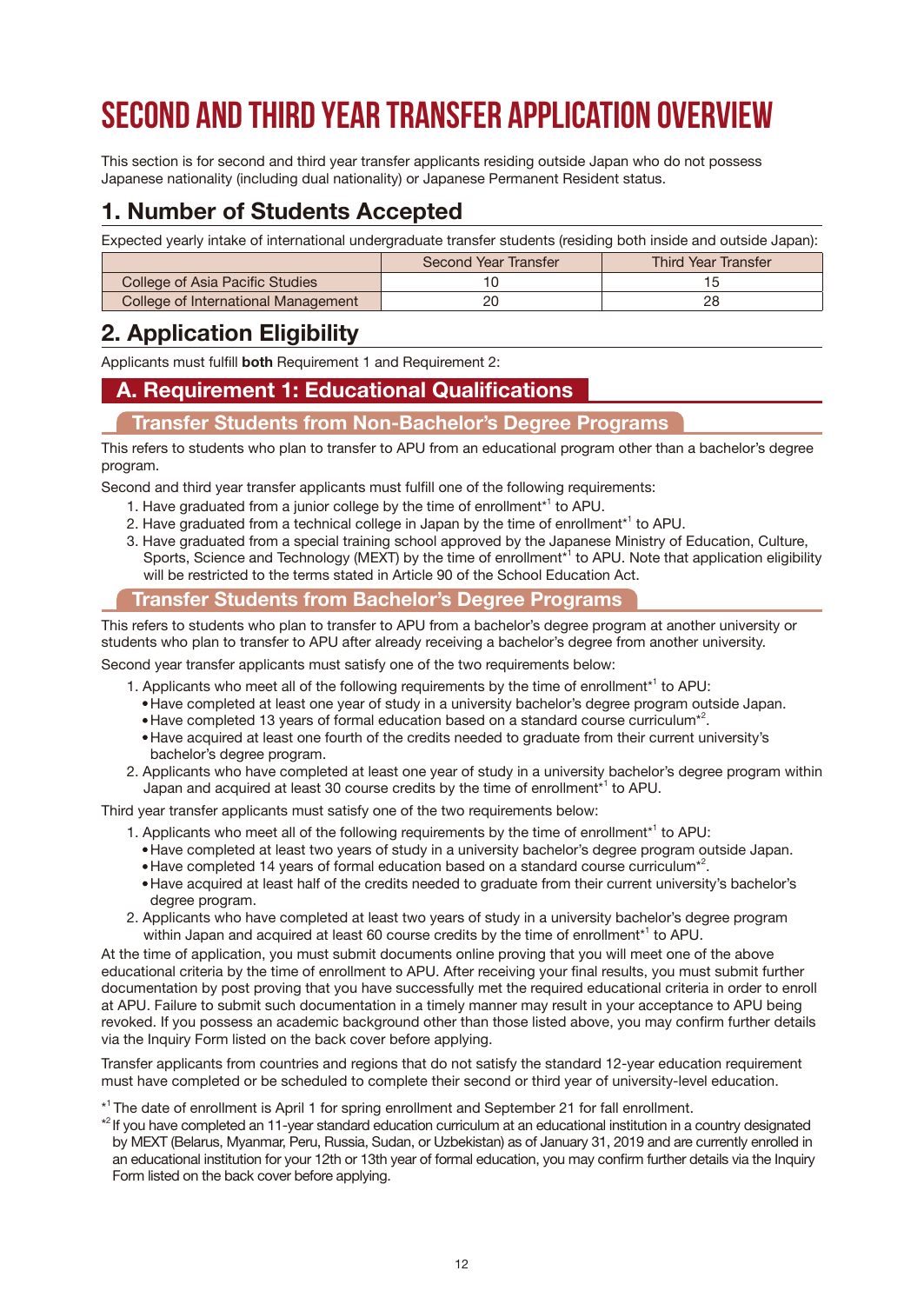# SECOND AND THIRD YEAR TRANSFER APPLICATION OVERVIEW

This section is for second and third year transfer applicants residing outside Japan who do not possess Japanese nationality (including dual nationality) or Japanese Permanent Resident status.

## 1. Number of Students Accepted

Expected yearly intake of international undergraduate transfer students (residing both inside and outside Japan):

| | Second Year Transfer | Third Year Transfer |
|---|---|---|
| College of Asia Pacific Studies | 10 | 15 |
| College of International Management | 20 | 28 |

## 2. Application Eligibility

Applicants must fulfill **both** Requirement 1 and Requirement 2:

### A. Requirement 1: Educational Qualifications

#### Transfer Students from Non-Bachelor's Degree Programs

This refers to students who plan to transfer to APU from an educational program other than a bachelor's degree program.

Second and third year transfer applicants must fulfill one of the following requirements:

1. Have graduated from a junior college by the time of enrollment*[1] to APU.
2. Have graduated from a technical college in Japan by the time of enrollment*[1] to APU.
3. Have graduated from a special training school approved by the Japanese Ministry of Education, Culture, Sports, Science and Technology (MEXT) by the time of enrollment*[1] to APU. Note that application eligibility will be restricted to the terms stated in Article 90 of the School Education Act.

#### Transfer Students from Bachelor's Degree Programs

This refers to students who plan to transfer to APU from a bachelor's degree program at another university or students who plan to transfer to APU after already receiving a bachelor's degree from another university.

Second year transfer applicants must satisfy one of the two requirements below:

1. Applicants who meet all of the following requirements by the time of enrollment*[1] to APU:
   - Have completed at least one year of study in a university bachelor's degree program outside Japan.
   - Have completed 13 years of formal education based on a standard course curriculum*[2].
   - Have acquired at least one fourth of the credits needed to graduate from their current university's bachelor's degree program.
2. Applicants who have completed at least one year of study in a university bachelor's degree program within Japan and acquired at least 30 course credits by the time of enrollment*[1] to APU.

Third year transfer applicants must satisfy one of the two requirements below:

1. Applicants who meet all of the following requirements by the time of enrollment*[1] to APU:
   - Have completed at least two years of study in a university bachelor's degree program outside Japan.
   - Have completed 14 years of formal education based on a standard course curriculum*[2].
   - Have acquired at least half of the credits needed to graduate from their current university's bachelor's degree program.
2. Applicants who have completed at least two years of study in a university bachelor's degree program within Japan and acquired at least 60 course credits by the time of enrollment*[1] to APU.

At the time of application, you must submit documents online proving that you will meet one of the above educational criteria by the time of enrollment to APU. After receiving your final results, you must submit further documentation by post proving that you have successfully met the required educational criteria in order to enroll at APU. Failure to submit such documentation in a timely manner may result in your acceptance to APU being revoked. If you possess an academic background other than those listed above, you may confirm further details via the Inquiry Form listed on the back cover before applying.

Transfer applicants from countries and regions that do not satisfy the standard 12-year education requirement must have completed or be scheduled to complete their second or third year of university-level education.

*[1] The date of enrollment is April 1 for spring enrollment and September 21 for fall enrollment.

*[2] If you have completed an 11-year standard education curriculum at an educational institution in a country designated by MEXT (Belarus, Myanmar, Peru, Russia, Sudan, or Uzbekistan) as of January 31, 2019 and are currently enrolled in an educational institution for your 12th or 13th year of formal education, you may confirm further details via the Inquiry Form listed on the back cover before applying.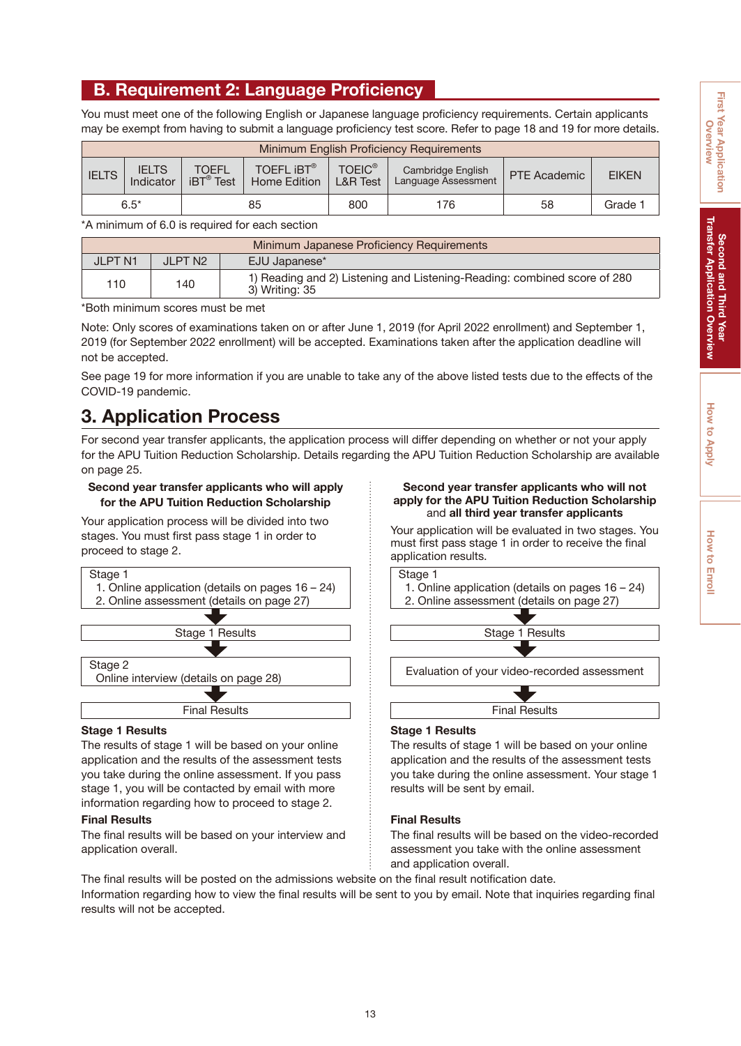## B. Requirement 2: Language Proficiency

You must meet one of the following English or Japanese language proficiency requirements. Certain applicants may be exempt from having to submit a language proficiency test score. Refer to page 18 and 19 for more details.

| Minimum English Proficiency Requirements | | | | | | | |
|---|---|---|---|---|---|---|---|
| IELTS | IELTS Indicator | TOEFL iBT® Test | TOEFL iBT® Home Edition | TOEIC® L&R Test | Cambridge English Language Assessment | PTE Academic | EIKEN |
| 6.5* | | 85 | | 800 | 176 | 58 | Grade 1 |

*A minimum of 6.0 is required for each section

| Minimum Japanese Proficiency Requirements | | |
|---|---|---|
| JLPT N1 | JLPT N2 | EJU Japanese* |
| 110 | 140 | 1) Reading and 2) Listening and Listening-Reading: combined score of 280<br>3) Writing: 35 |

*Both minimum scores must be met

Note: Only scores of examinations taken on or after June 1, 2019 (for April 2022 enrollment) and September 1, 2019 (for September 2022 enrollment) will be accepted. Examinations taken after the application deadline will not be accepted.

See page 19 for more information if you are unable to take any of the above listed tests due to the effects of the COVID-19 pandemic.

# 3. Application Process

For second year transfer applicants, the application process will differ depending on whether or not your apply for the APU Tuition Reduction Scholarship. Details regarding the APU Tuition Reduction Scholarship are available on page 25.

### Second year transfer applicants who will apply for the APU Tuition Reduction Scholarship

Your application process will be divided into two stages. You must first pass stage 1 in order to proceed to stage 2.

Stage 1
1. Online application (details on pages 16 – 24)
2. Online assessment (details on page 27)

↓

Stage 1 Results

↓

Stage 2
Online interview (details on page 28)

↓

Final Results

**Stage 1 Results**

The results of stage 1 will be based on your online application and the results of the assessment tests you take during the online assessment. If you pass stage 1, you will be contacted by email with more information regarding how to proceed to stage 2.

**Final Results**

The final results will be based on your interview and application overall.

### Second year transfer applicants who will not apply for the APU Tuition Reduction Scholarship and all third year transfer applicants

Your application will be evaluated in two stages. You must first pass stage 1 in order to receive the final application results.

Stage 1
1. Online application (details on pages 16 – 24)
2. Online assessment (details on page 27)

↓

Stage 1 Results

↓

Evaluation of your video-recorded assessment

↓

Final Results

**Stage 1 Results**

The results of stage 1 will be based on your online application and the results of the assessment tests you take during the online assessment. Your stage 1 results will be sent by email.

**Final Results**

The final results will be based on the video-recorded assessment you take with the online assessment and application overall.

The final results will be posted on the admissions website on the final result notification date.
Information regarding how to view the final results will be sent to you by email. Note that inquiries regarding final results will not be accepted.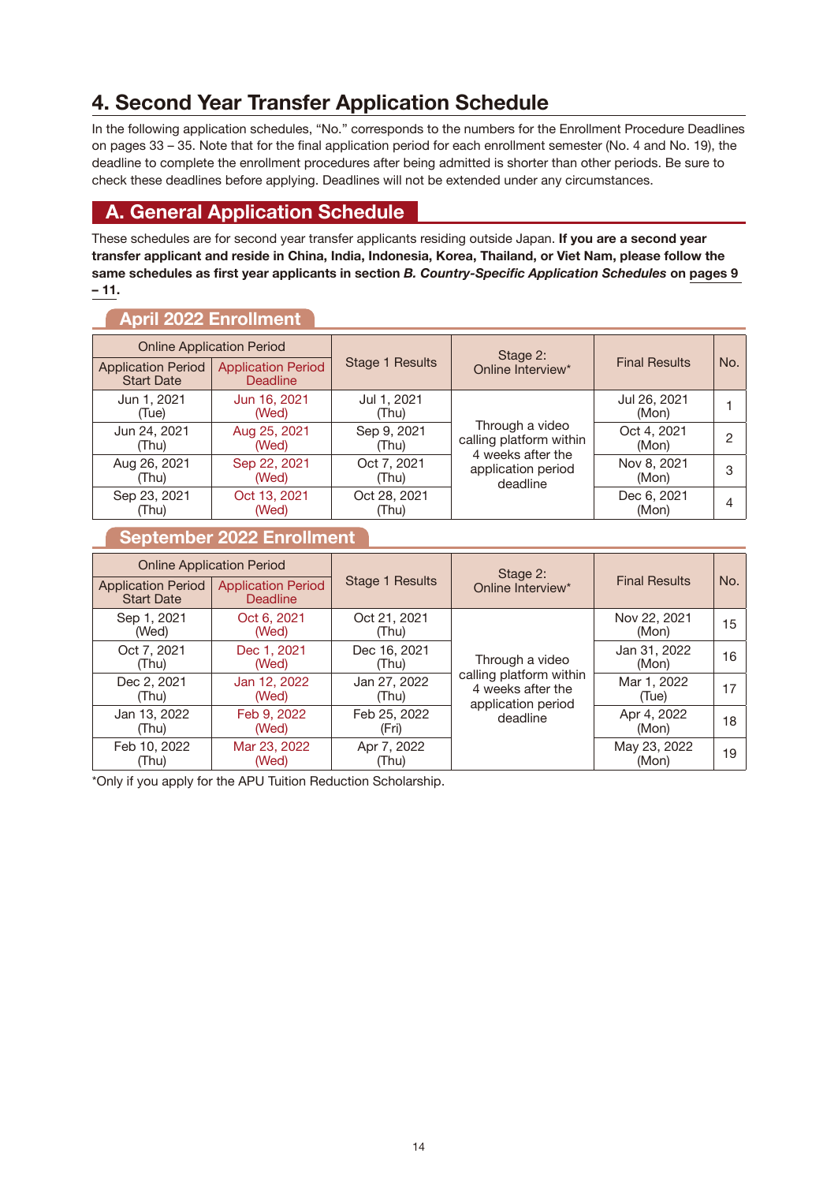# 4. Second Year Transfer Application Schedule

In the following application schedules, "No." corresponds to the numbers for the Enrollment Procedure Deadlines on pages 33 – 35. Note that for the final application period for each enrollment semester (No. 4 and No. 19), the deadline to complete the enrollment procedures after being admitted is shorter than other periods. Be sure to check these deadlines before applying. Deadlines will not be extended under any circumstances.

## A. General Application Schedule

These schedules are for second year transfer applicants residing outside Japan. **If you are a second year transfer applicant and reside in China, India, Indonesia, Korea, Thailand, or Viet Nam, please follow the same schedules as first year applicants in section *B. Country-Specific Application Schedules* on pages 9 – 11.**

### April 2022 Enrollment

| Online Application Period | | Stage 1 Results | Stage 2: Online Interview* | Final Results | No. |
|---|---|---|---|---|---|
| Application Period Start Date | Application Period Deadline | | | | |
| Jun 1, 2021 (Tue) | Jun 16, 2021 (Wed) | Jul 1, 2021 (Thu) | Through a video calling platform within 4 weeks after the application period deadline | Jul 26, 2021 (Mon) | 1 |
| Jun 24, 2021 (Thu) | Aug 25, 2021 (Wed) | Sep 9, 2021 (Thu) | | Oct 4, 2021 (Mon) | 2 |
| Aug 26, 2021 (Thu) | Sep 22, 2021 (Wed) | Oct 7, 2021 (Thu) | | Nov 8, 2021 (Mon) | 3 |
| Sep 23, 2021 (Thu) | Oct 13, 2021 (Wed) | Oct 28, 2021 (Thu) | | Dec 6, 2021 (Mon) | 4 |

### September 2022 Enrollment

| Online Application Period | | Stage 1 Results | Stage 2: Online Interview* | Final Results | No. |
|---|---|---|---|---|---|
| Application Period Start Date | Application Period Deadline | | | | |
| Sep 1, 2021 (Wed) | Oct 6, 2021 (Wed) | Oct 21, 2021 (Thu) | Through a video calling platform within 4 weeks after the application period deadline | Nov 22, 2021 (Mon) | 15 |
| Oct 7, 2021 (Thu) | Dec 1, 2021 (Wed) | Dec 16, 2021 (Thu) | | Jan 31, 2022 (Mon) | 16 |
| Dec 2, 2021 (Thu) | Jan 12, 2022 (Wed) | Jan 27, 2022 (Thu) | | Mar 1, 2022 (Tue) | 17 |
| Jan 13, 2022 (Thu) | Feb 9, 2022 (Wed) | Feb 25, 2022 (Fri) | | Apr 4, 2022 (Mon) | 18 |
| Feb 10, 2022 (Thu) | Mar 23, 2022 (Wed) | Apr 7, 2022 (Thu) | | May 23, 2022 (Mon) | 19 |

*Only if you apply for the APU Tuition Reduction Scholarship.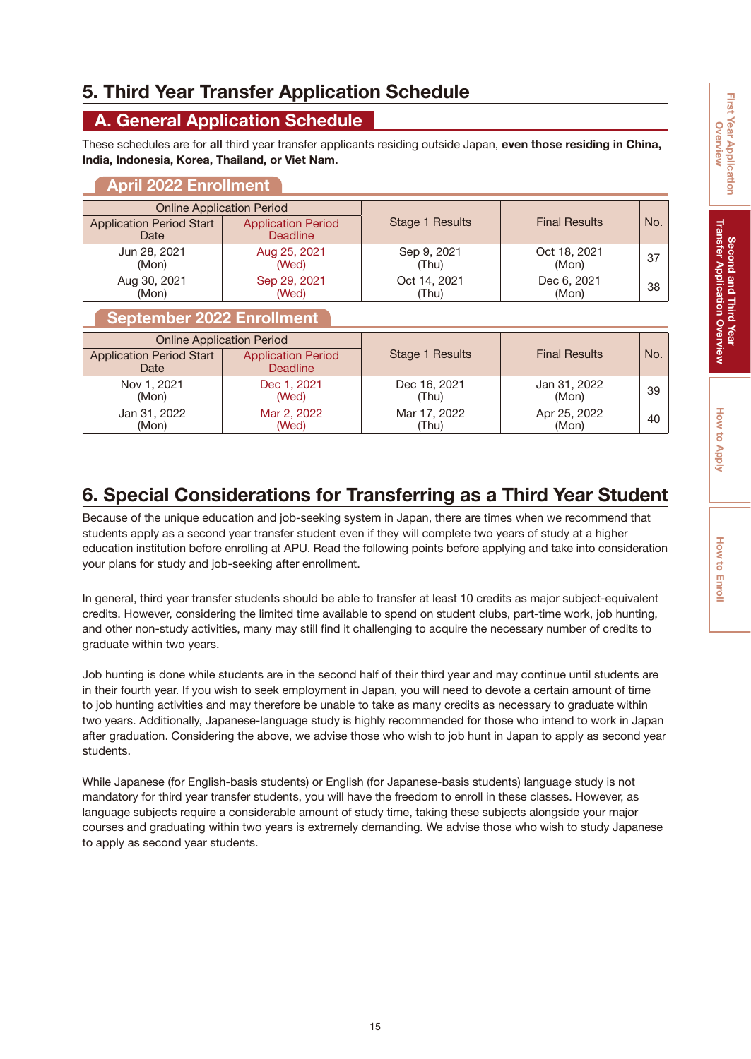## 5. Third Year Transfer Application Schedule

### A. General Application Schedule

These schedules are for **all** third year transfer applicants residing outside Japan, **even those residing in China, India, Indonesia, Korea, Thailand, or Viet Nam.**

#### April 2022 Enrollment

| Online Application Period | | Stage 1 Results | Final Results | No. |
|---|---|---|---|---|
| Application Period Start Date | Application Period Deadline | | | |
| Jun 28, 2021 (Mon) | Aug 25, 2021 (Wed) | Sep 9, 2021 (Thu) | Oct 18, 2021 (Mon) | 37 |
| Aug 30, 2021 (Mon) | Sep 29, 2021 (Wed) | Oct 14, 2021 (Thu) | Dec 6, 2021 (Mon) | 38 |

#### September 2022 Enrollment

| Online Application Period | | Stage 1 Results | Final Results | No. |
|---|---|---|---|---|
| Application Period Start Date | Application Period Deadline | | | |
| Nov 1, 2021 (Mon) | Dec 1, 2021 (Wed) | Dec 16, 2021 (Thu) | Jan 31, 2022 (Mon) | 39 |
| Jan 31, 2022 (Mon) | Mar 2, 2022 (Wed) | Mar 17, 2022 (Thu) | Apr 25, 2022 (Mon) | 40 |

## 6. Special Considerations for Transferring as a Third Year Student

Because of the unique education and job-seeking system in Japan, there are times when we recommend that students apply as a second year transfer student even if they will complete two years of study at a higher education institution before enrolling at APU. Read the following points before applying and take into consideration your plans for study and job-seeking after enrollment.

In general, third year transfer students should be able to transfer at least 10 credits as major subject-equivalent credits. However, considering the limited time available to spend on student clubs, part-time work, job hunting, and other non-study activities, many may still find it challenging to acquire the necessary number of credits to graduate within two years.

Job hunting is done while students are in the second half of their third year and may continue until students are in their fourth year. If you wish to seek employment in Japan, you will need to devote a certain amount of time to job hunting activities and may therefore be unable to take as many credits as necessary to graduate within two years. Additionally, Japanese-language study is highly recommended for those who intend to work in Japan after graduation. Considering the above, we advise those who wish to job hunt in Japan to apply as second year students.

While Japanese (for English-basis students) or English (for Japanese-basis students) language study is not mandatory for third year transfer students, you will have the freedom to enroll in these classes. However, as language subjects require a considerable amount of study time, taking these subjects alongside your major courses and graduating within two years is extremely demanding. We advise those who wish to study Japanese to apply as second year students.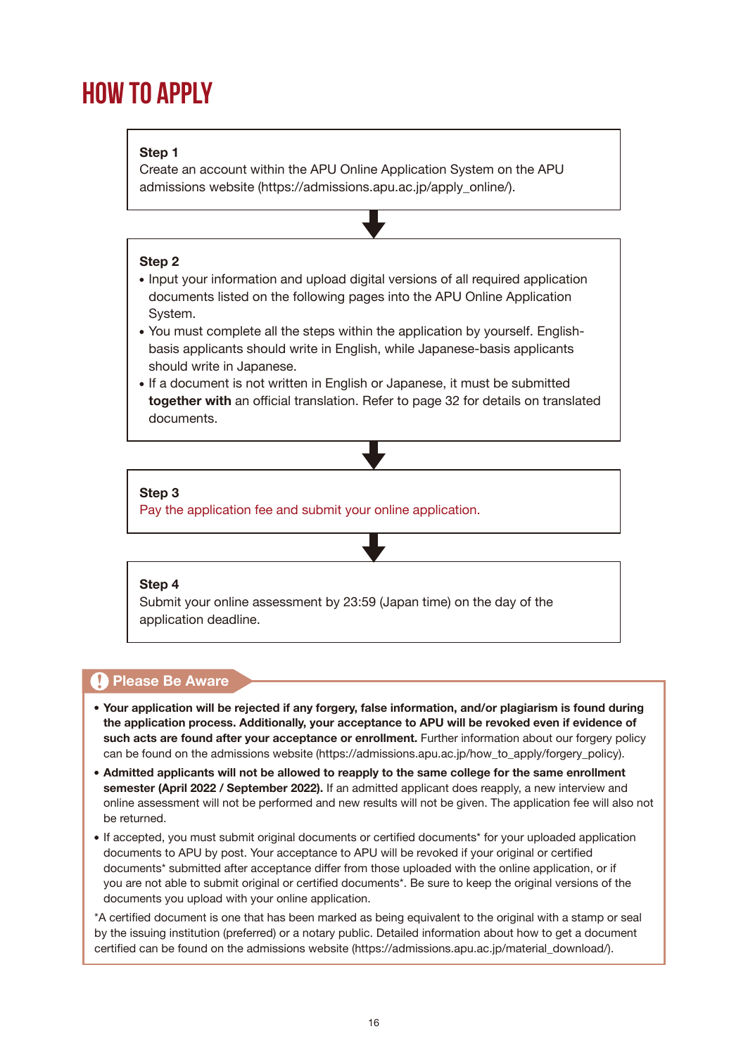# HOW TO APPLY

**Step 1**
Create an account within the APU Online Application System on the APU admissions website (https://admissions.apu.ac.jp/apply_online/).

**Step 2**

- Input your information and upload digital versions of all required application documents listed on the following pages into the APU Online Application System.
- You must complete all the steps within the application by yourself. English-basis applicants should write in English, while Japanese-basis applicants should write in Japanese.
- If a document is not written in English or Japanese, it must be submitted **together with** an official translation. Refer to page 32 for details on translated documents.

**Step 3**
Pay the application fee and submit your online application.

**Step 4**
Submit your online assessment by 23:59 (Japan time) on the day of the application deadline.

**Please Be Aware**

- **Your application will be rejected if any forgery, false information, and/or plagiarism is found during the application process. Additionally, your acceptance to APU will be revoked even if evidence of such acts are found after your acceptance or enrollment.** Further information about our forgery policy can be found on the admissions website (https://admissions.apu.ac.jp/how_to_apply/forgery_policy).
- **Admitted applicants will not be allowed to reapply to the same college for the same enrollment semester (April 2022 / September 2022).** If an admitted applicant does reapply, a new interview and online assessment will not be performed and new results will not be given. The application fee will also not be returned.
- If accepted, you must submit original documents or certified documents* for your uploaded application documents to APU by post. Your acceptance to APU will be revoked if your original or certified documents* submitted after acceptance differ from those uploaded with the online application, or if you are not able to submit original or certified documents*. Be sure to keep the original versions of the documents you upload with your online application.

*A certified document is one that has been marked as being equivalent to the original with a stamp or seal by the issuing institution (preferred) or a notary public. Detailed information about how to get a document certified can be found on the admissions website (https://admissions.apu.ac.jp/material_download/).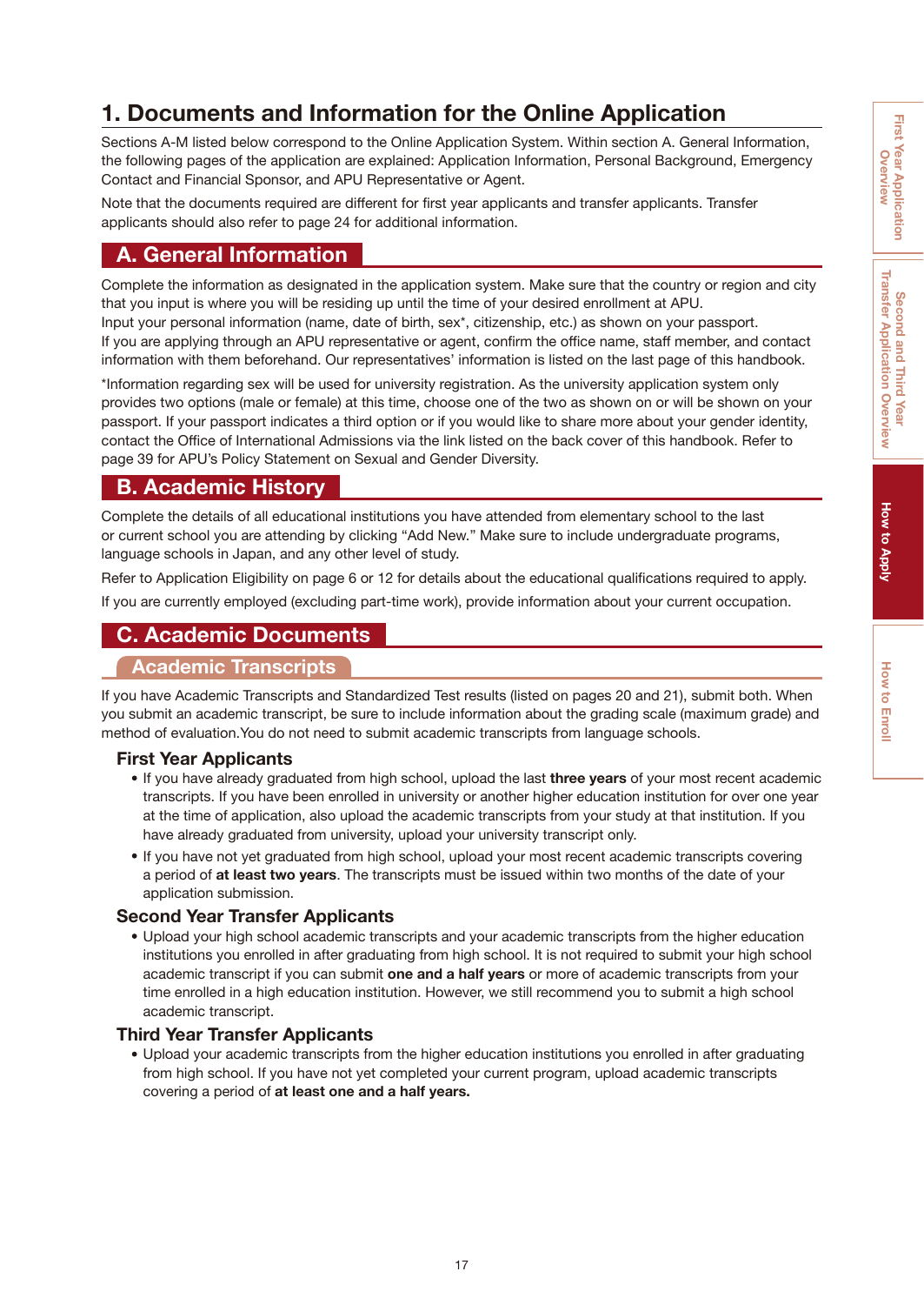# 1. Documents and Information for the Online Application

Sections A-M listed below correspond to the Online Application System. Within section A. General Information, the following pages of the application are explained: Application Information, Personal Background, Emergency Contact and Financial Sponsor, and APU Representative or Agent.

Note that the documents required are different for first year applicants and transfer applicants. Transfer applicants should also refer to page 24 for additional information.

## A. General Information

Complete the information as designated in the application system. Make sure that the country or region and city that you input is where you will be residing up until the time of your desired enrollment at APU.

Input your personal information (name, date of birth, sex*, citizenship, etc.) as shown on your passport.

If you are applying through an APU representative or agent, confirm the office name, staff member, and contact information with them beforehand. Our representatives' information is listed on the last page of this handbook.

*Information regarding sex will be used for university registration. As the university application system only provides two options (male or female) at this time, choose one of the two as shown on or will be shown on your passport. If your passport indicates a third option or if you would like to share more about your gender identity, contact the Office of International Admissions via the link listed on the back cover of this handbook. Refer to page 39 for APU's Policy Statement on Sexual and Gender Diversity.

## B. Academic History

Complete the details of all educational institutions you have attended from elementary school to the last or current school you are attending by clicking "Add New." Make sure to include undergraduate programs, language schools in Japan, and any other level of study.

Refer to Application Eligibility on page 6 or 12 for details about the educational qualifications required to apply.

If you are currently employed (excluding part-time work), provide information about your current occupation.

## C. Academic Documents

### Academic Transcripts

If you have Academic Transcripts and Standardized Test results (listed on pages 20 and 21), submit both. When you submit an academic transcript, be sure to include information about the grading scale (maximum grade) and method of evaluation.You do not need to submit academic transcripts from language schools.

#### First Year Applicants

- If you have already graduated from high school, upload the last **three years** of your most recent academic transcripts. If you have been enrolled in university or another higher education institution for over one year at the time of application, also upload the academic transcripts from your study at that institution. If you have already graduated from university, upload your university transcript only.
- If you have not yet graduated from high school, upload your most recent academic transcripts covering a period of **at least two years**. The transcripts must be issued within two months of the date of your application submission.

#### Second Year Transfer Applicants

- Upload your high school academic transcripts and your academic transcripts from the higher education institutions you enrolled in after graduating from high school. It is not required to submit your high school academic transcript if you can submit **one and a half years** or more of academic transcripts from your time enrolled in a high education institution. However, we still recommend you to submit a high school academic transcript.

#### Third Year Transfer Applicants

- Upload your academic transcripts from the higher education institutions you enrolled in after graduating from high school. If you have not yet completed your current program, upload academic transcripts covering a period of **at least one and a half years.**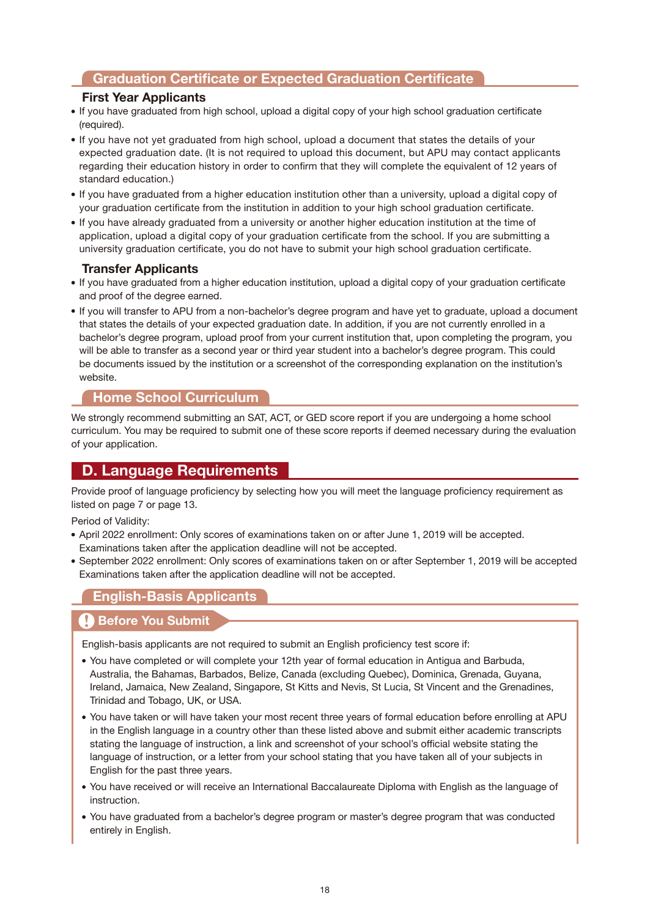### Graduation Certificate or Expected Graduation Certificate

#### First Year Applicants

- If you have graduated from high school, upload a digital copy of your high school graduation certificate (required).
- If you have not yet graduated from high school, upload a document that states the details of your expected graduation date. (It is not required to upload this document, but APU may contact applicants regarding their education history in order to confirm that they will complete the equivalent of 12 years of standard education.)
- If you have graduated from a higher education institution other than a university, upload a digital copy of your graduation certificate from the institution in addition to your high school graduation certificate.
- If you have already graduated from a university or another higher education institution at the time of application, upload a digital copy of your graduation certificate from the school. If you are submitting a university graduation certificate, you do not have to submit your high school graduation certificate.

#### Transfer Applicants

- If you have graduated from a higher education institution, upload a digital copy of your graduation certificate and proof of the degree earned.
- If you will transfer to APU from a non-bachelor's degree program and have yet to graduate, upload a document that states the details of your expected graduation date. In addition, if you are not currently enrolled in a bachelor's degree program, upload proof from your current institution that, upon completing the program, you will be able to transfer as a second year or third year student into a bachelor's degree program. This could be documents issued by the institution or a screenshot of the corresponding explanation on the institution's website.

### Home School Curriculum

We strongly recommend submitting an SAT, ACT, or GED score report if you are undergoing a home school curriculum. You may be required to submit one of these score reports if deemed necessary during the evaluation of your application.

## D. Language Requirements

Provide proof of language proficiency by selecting how you will meet the language proficiency requirement as listed on page 7 or page 13.

Period of Validity:

- April 2022 enrollment: Only scores of examinations taken on or after June 1, 2019 will be accepted. Examinations taken after the application deadline will not be accepted.
- September 2022 enrollment: Only scores of examinations taken on or after September 1, 2019 will be accepted Examinations taken after the application deadline will not be accepted.

### English-Basis Applicants

#### Before You Submit

English-basis applicants are not required to submit an English proficiency test score if:

- You have completed or will complete your 12th year of formal education in Antigua and Barbuda, Australia, the Bahamas, Barbados, Belize, Canada (excluding Quebec), Dominica, Grenada, Guyana, Ireland, Jamaica, New Zealand, Singapore, St Kitts and Nevis, St Lucia, St Vincent and the Grenadines, Trinidad and Tobago, UK, or USA.
- You have taken or will have taken your most recent three years of formal education before enrolling at APU in the English language in a country other than these listed above and submit either academic transcripts stating the language of instruction, a link and screenshot of your school's official website stating the language of instruction, or a letter from your school stating that you have taken all of your subjects in English for the past three years.
- You have received or will receive an International Baccalaureate Diploma with English as the language of instruction.
- You have graduated from a bachelor's degree program or master's degree program that was conducted entirely in English.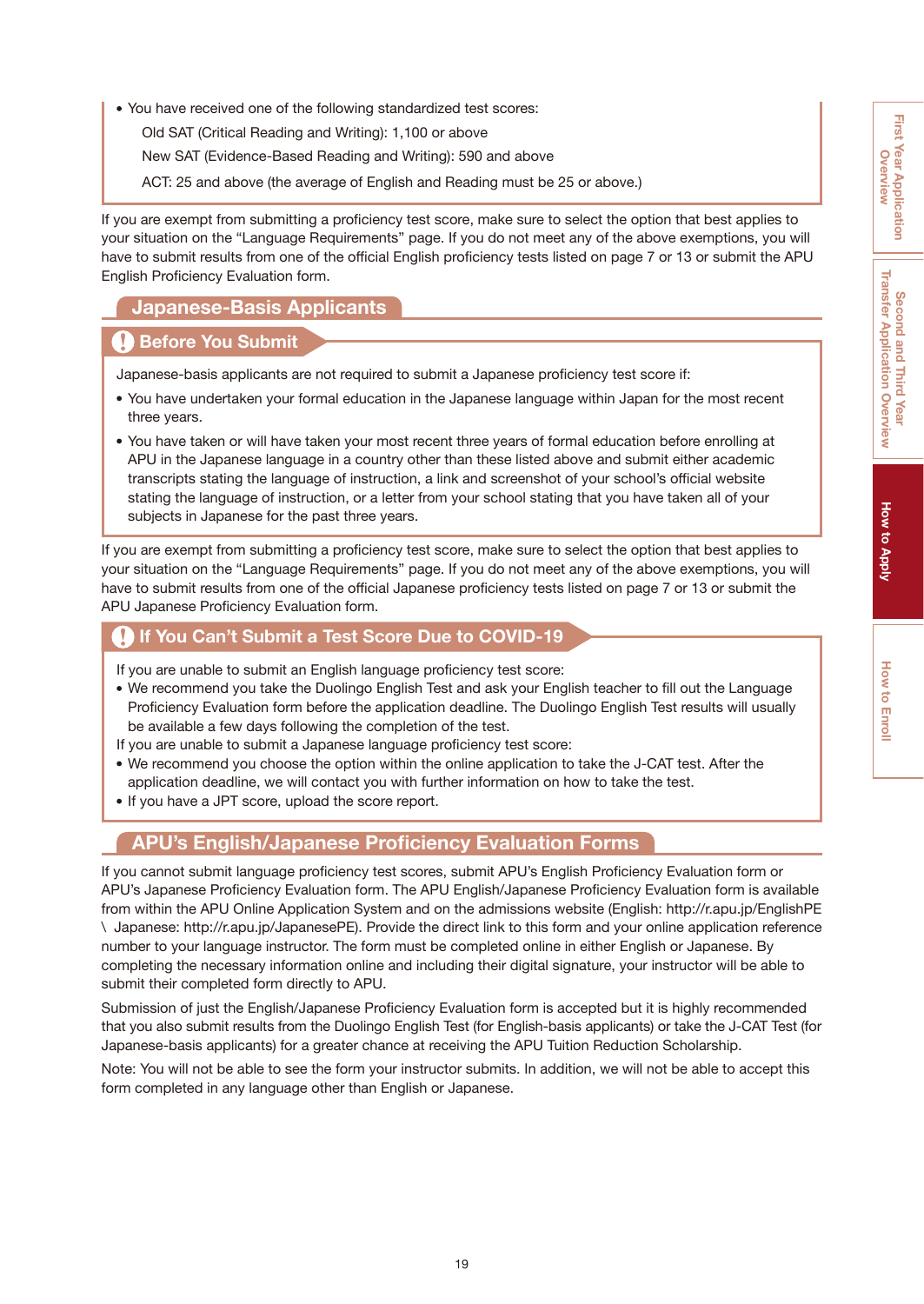- You have received one of the following standardized test scores:

  Old SAT (Critical Reading and Writing): 1,100 or above

  New SAT (Evidence-Based Reading and Writing): 590 and above

  ACT: 25 and above (the average of English and Reading must be 25 or above.)

If you are exempt from submitting a proficiency test score, make sure to select the option that best applies to your situation on the "Language Requirements" page. If you do not meet any of the above exemptions, you will have to submit results from one of the official English proficiency tests listed on page 7 or 13 or submit the APU English Proficiency Evaluation form.

## Japanese-Basis Applicants

### Before You Submit

Japanese-basis applicants are not required to submit a Japanese proficiency test score if:

- You have undertaken your formal education in the Japanese language within Japan for the most recent three years.
- You have taken or will have taken your most recent three years of formal education before enrolling at APU in the Japanese language in a country other than these listed above and submit either academic transcripts stating the language of instruction, a link and screenshot of your school's official website stating the language of instruction, or a letter from your school stating that you have taken all of your subjects in Japanese for the past three years.

If you are exempt from submitting a proficiency test score, make sure to select the option that best applies to your situation on the "Language Requirements" page. If you do not meet any of the above exemptions, you will have to submit results from one of the official Japanese proficiency tests listed on page 7 or 13 or submit the APU Japanese Proficiency Evaluation form.

### If You Can't Submit a Test Score Due to COVID-19

If you are unable to submit an English language proficiency test score:

- We recommend you take the Duolingo English Test and ask your English teacher to fill out the Language Proficiency Evaluation form before the application deadline. The Duolingo English Test results will usually be available a few days following the completion of the test.

If you are unable to submit a Japanese language proficiency test score:

- We recommend you choose the option within the online application to take the J-CAT test. After the application deadline, we will contact you with further information on how to take the test.
- If you have a JPT score, upload the score report.

## APU's English/Japanese Proficiency Evaluation Forms

If you cannot submit language proficiency test scores, submit APU's English Proficiency Evaluation form or APU's Japanese Proficiency Evaluation form. The APU English/Japanese Proficiency Evaluation form is available from within the APU Online Application System and on the admissions website (English: http://r.apu.jp/EnglishPE \ Japanese: http://r.apu.jp/JapanesePE). Provide the direct link to this form and your online application reference number to your language instructor. The form must be completed online in either English or Japanese. By completing the necessary information online and including their digital signature, your instructor will be able to submit their completed form directly to APU.

Submission of just the English/Japanese Proficiency Evaluation form is accepted but it is highly recommended that you also submit results from the Duolingo English Test (for English-basis applicants) or take the J-CAT Test (for Japanese-basis applicants) for a greater chance at receiving the APU Tuition Reduction Scholarship.

Note: You will not be able to see the form your instructor submits. In addition, we will not be able to accept this form completed in any language other than English or Japanese.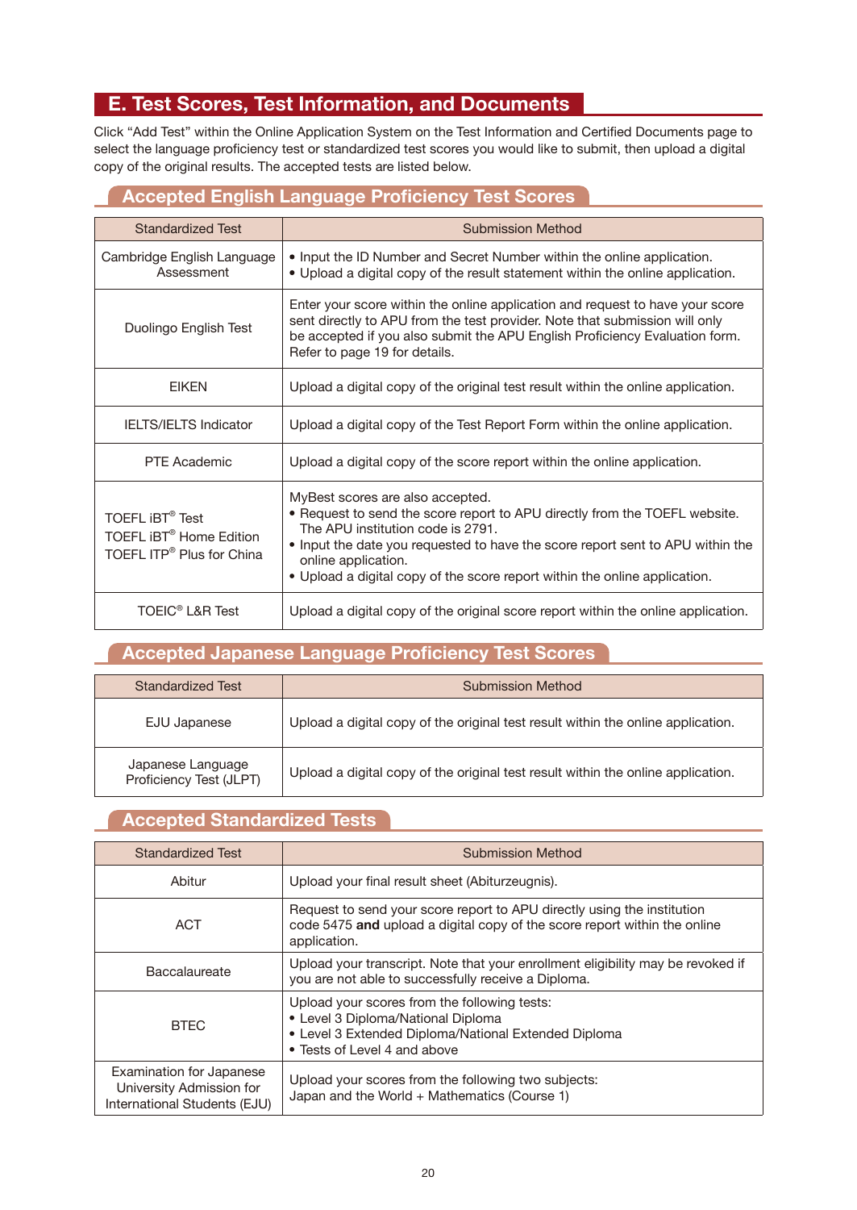## E. Test Scores, Test Information, and Documents

Click "Add Test" within the Online Application System on the Test Information and Certified Documents page to select the language proficiency test or standardized test scores you would like to submit, then upload a digital copy of the original results. The accepted tests are listed below.

### Accepted English Language Proficiency Test Scores

| Standardized Test | Submission Method |
|---|---|
| Cambridge English Language Assessment | • Input the ID Number and Secret Number within the online application.<br>• Upload a digital copy of the result statement within the online application. |
| Duolingo English Test | Enter your score within the online application and request to have your score sent directly to APU from the test provider. Note that submission will only be accepted if you also submit the APU English Proficiency Evaluation form. Refer to page 19 for details. |
| EIKEN | Upload a digital copy of the original test result within the online application. |
| IELTS/IELTS Indicator | Upload a digital copy of the Test Report Form within the online application. |
| PTE Academic | Upload a digital copy of the score report within the online application. |
| TOEFL iBT® Test<br>TOEFL iBT® Home Edition<br>TOEFL ITP® Plus for China | MyBest scores are also accepted.<br>• Request to send the score report to APU directly from the TOEFL website. The APU institution code is 2791.<br>• Input the date you requested to have the score report sent to APU within the online application.<br>• Upload a digital copy of the score report within the online application. |
| TOEIC® L&R Test | Upload a digital copy of the original score report within the online application. |

### Accepted Japanese Language Proficiency Test Scores

| Standardized Test | Submission Method |
|---|---|
| EJU Japanese | Upload a digital copy of the original test result within the online application. |
| Japanese Language Proficiency Test (JLPT) | Upload a digital copy of the original test result within the online application. |

### Accepted Standardized Tests

| Standardized Test | Submission Method |
|---|---|
| Abitur | Upload your final result sheet (Abiturzeugnis). |
| ACT | Request to send your score report to APU directly using the institution code 5475 **and** upload a digital copy of the score report within the online application. |
| Baccalaureate | Upload your transcript. Note that your enrollment eligibility may be revoked if you are not able to successfully receive a Diploma. |
| BTEC | Upload your scores from the following tests:<br>• Level 3 Diploma/National Diploma<br>• Level 3 Extended Diploma/National Extended Diploma<br>• Tests of Level 4 and above |
| Examination for Japanese University Admission for International Students (EJU) | Upload your scores from the following two subjects:<br>Japan and the World + Mathematics (Course 1) |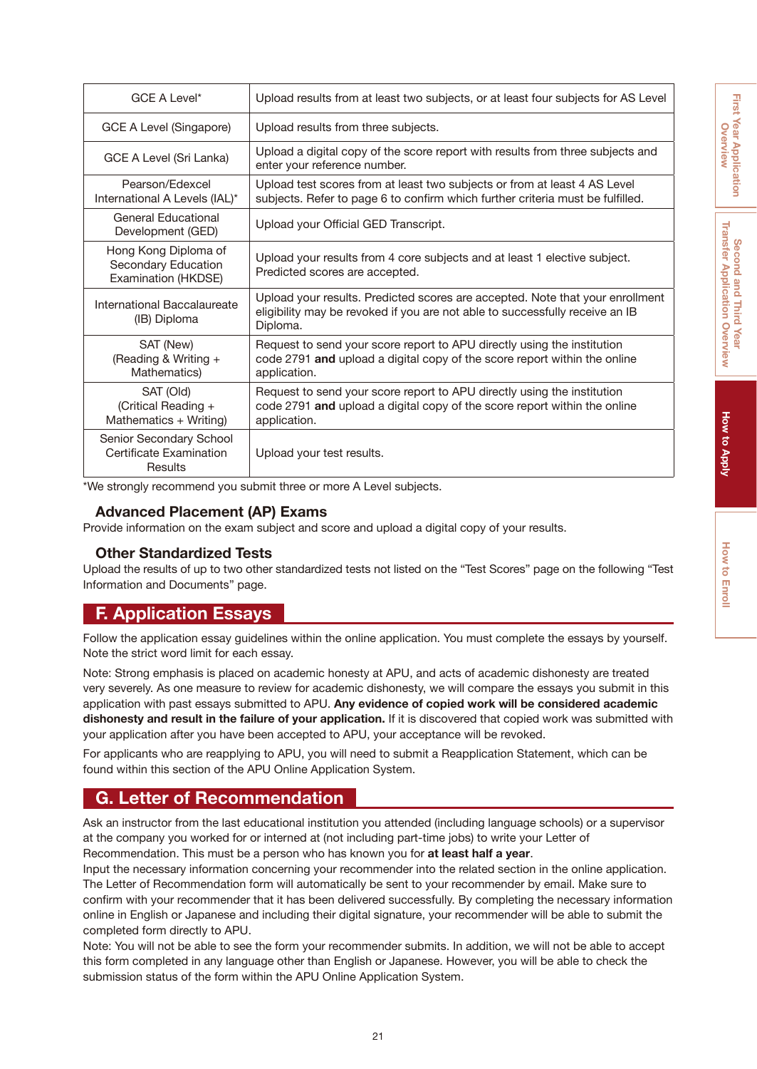| GCE A Level* | Upload results from at least two subjects, or at least four subjects for AS Level |
|---|---|
| GCE A Level (Singapore) | Upload results from three subjects. |
| GCE A Level (Sri Lanka) | Upload a digital copy of the score report with results from three subjects and enter your reference number. |
| Pearson/Edexcel International A Levels (IAL)* | Upload test scores from at least two subjects or from at least 4 AS Level subjects. Refer to page 6 to confirm which further criteria must be fulfilled. |
| General Educational Development (GED) | Upload your Official GED Transcript. |
| Hong Kong Diploma of Secondary Education Examination (HKDSE) | Upload your results from 4 core subjects and at least 1 elective subject. Predicted scores are accepted. |
| International Baccalaureate (IB) Diploma | Upload your results. Predicted scores are accepted. Note that your enrollment eligibility may be revoked if you are not able to successfully receive an IB Diploma. |
| SAT (New) (Reading & Writing + Mathematics) | Request to send your score report to APU directly using the institution code 2791 **and** upload a digital copy of the score report within the online application. |
| SAT (Old) (Critical Reading + Mathematics + Writing) | Request to send your score report to APU directly using the institution code 2791 **and** upload a digital copy of the score report within the online application. |
| Senior Secondary School Certificate Examination Results | Upload your test results. |

*We strongly recommend you submit three or more A Level subjects.

### Advanced Placement (AP) Exams

Provide information on the exam subject and score and upload a digital copy of your results.

### Other Standardized Tests

Upload the results of up to two other standardized tests not listed on the "Test Scores" page on the following "Test Information and Documents" page.

## F. Application Essays

Follow the application essay guidelines within the online application. You must complete the essays by yourself. Note the strict word limit for each essay.

Note: Strong emphasis is placed on academic honesty at APU, and acts of academic dishonesty are treated very severely. As one measure to review for academic dishonesty, we will compare the essays you submit in this application with past essays submitted to APU. **Any evidence of copied work will be considered academic dishonesty and result in the failure of your application.** If it is discovered that copied work was submitted with your application after you have been accepted to APU, your acceptance will be revoked.

For applicants who are reapplying to APU, you will need to submit a Reapplication Statement, which can be found within this section of the APU Online Application System.

## G. Letter of Recommendation

Ask an instructor from the last educational institution you attended (including language schools) or a supervisor at the company you worked for or interned at (not including part-time jobs) to write your Letter of Recommendation. This must be a person who has known you for **at least half a year**.
Input the necessary information concerning your recommender into the related section in the online application. The Letter of Recommendation form will automatically be sent to your recommender by email. Make sure to confirm with your recommender that it has been delivered successfully. By completing the necessary information online in English or Japanese and including their digital signature, your recommender will be able to submit the completed form directly to APU.
Note: You will not be able to see the form your recommender submits. In addition, we will not be able to accept this form completed in any language other than English or Japanese. However, you will be able to check the submission status of the form within the APU Online Application System.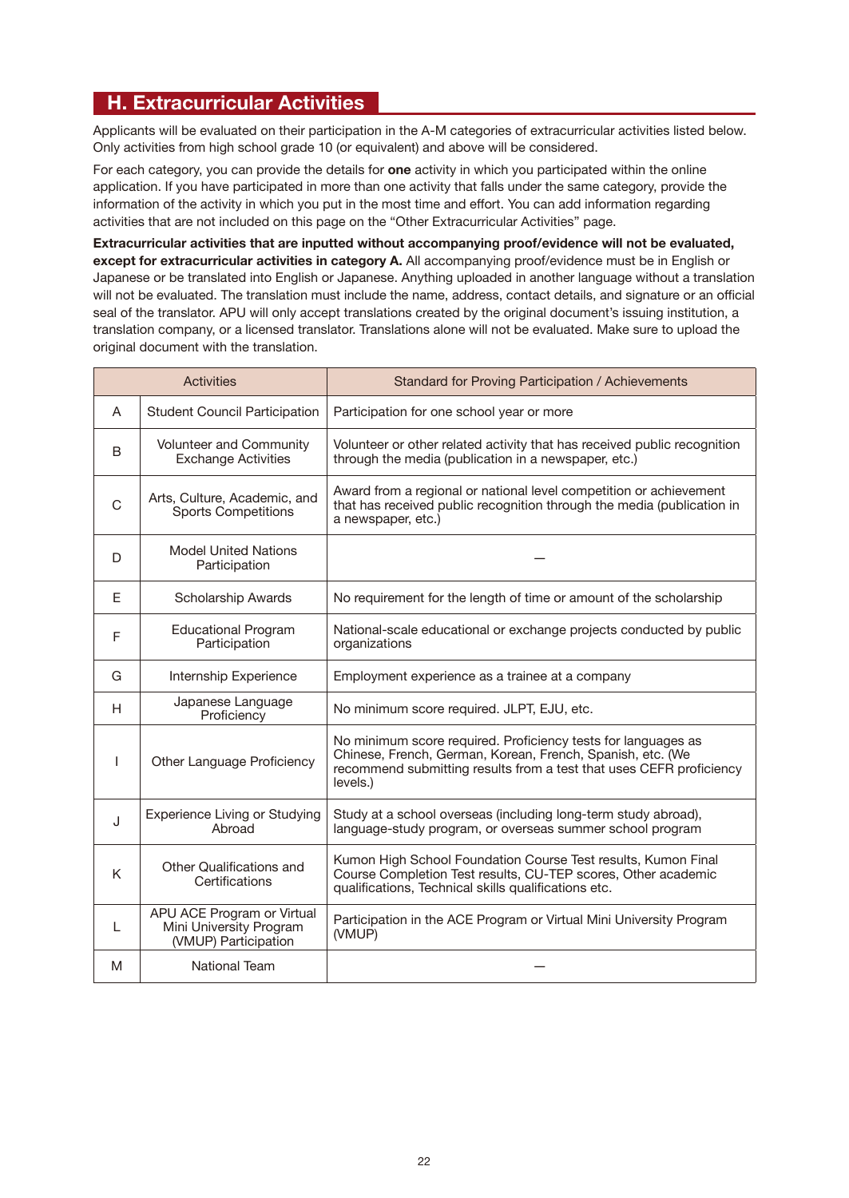## H. Extracurricular Activities

Applicants will be evaluated on their participation in the A-M categories of extracurricular activities listed below. Only activities from high school grade 10 (or equivalent) and above will be considered.

For each category, you can provide the details for **one** activity in which you participated within the online application. If you have participated in more than one activity that falls under the same category, provide the information of the activity in which you put in the most time and effort. You can add information regarding activities that are not included on this page on the "Other Extracurricular Activities" page.

**Extracurricular activities that are inputted without accompanying proof/evidence will not be evaluated, except for extracurricular activities in category A.** All accompanying proof/evidence must be in English or Japanese or be translated into English or Japanese. Anything uploaded in another language without a translation will not be evaluated. The translation must include the name, address, contact details, and signature or an official seal of the translator. APU will only accept translations created by the original document's issuing institution, a translation company, or a licensed translator. Translations alone will not be evaluated. Make sure to upload the original document with the translation.

| Activities | | Standard for Proving Participation / Achievements |
|---|---|---|
| A | Student Council Participation | Participation for one school year or more |
| B | Volunteer and Community Exchange Activities | Volunteer or other related activity that has received public recognition through the media (publication in a newspaper, etc.) |
| C | Arts, Culture, Academic, and Sports Competitions | Award from a regional or national level competition or achievement that has received public recognition through the media (publication in a newspaper, etc.) |
| D | Model United Nations Participation | — |
| E | Scholarship Awards | No requirement for the length of time or amount of the scholarship |
| F | Educational Program Participation | National-scale educational or exchange projects conducted by public organizations |
| G | Internship Experience | Employment experience as a trainee at a company |
| H | Japanese Language Proficiency | No minimum score required. JLPT, EJU, etc. |
| I | Other Language Proficiency | No minimum score required. Proficiency tests for languages as Chinese, French, German, Korean, French, Spanish, etc. (We recommend submitting results from a test that uses CEFR proficiency levels.) |
| J | Experience Living or Studying Abroad | Study at a school overseas (including long-term study abroad), language-study program, or overseas summer school program |
| K | Other Qualifications and Certifications | Kumon High School Foundation Course Test results, Kumon Final Course Completion Test results, CU-TEP scores, Other academic qualifications, Technical skills qualifications etc. |
| L | APU ACE Program or Virtual Mini University Program (VMUP) Participation | Participation in the ACE Program or Virtual Mini University Program (VMUP) |
| M | National Team | — |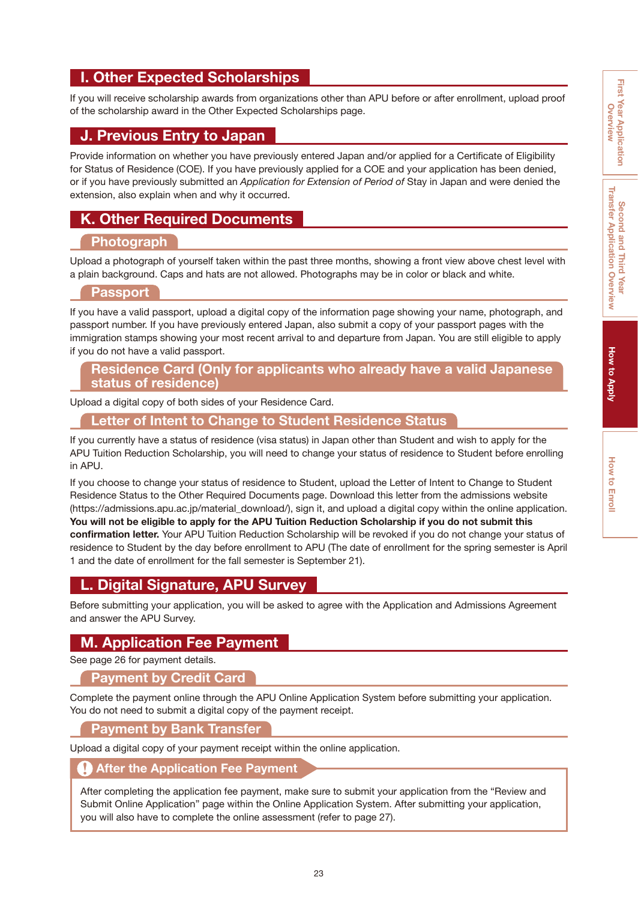## I. Other Expected Scholarships

If you will receive scholarship awards from organizations other than APU before or after enrollment, upload proof of the scholarship award in the Other Expected Scholarships page.

## J. Previous Entry to Japan

Provide information on whether you have previously entered Japan and/or applied for a Certificate of Eligibility for Status of Residence (COE). If you have previously applied for a COE and your application has been denied, or if you have previously submitted an *Application for Extension of Period of* Stay in Japan and were denied the extension, also explain when and why it occurred.

## K. Other Required Documents

### Photograph

Upload a photograph of yourself taken within the past three months, showing a front view above chest level with a plain background. Caps and hats are not allowed. Photographs may be in color or black and white.

### Passport

If you have a valid passport, upload a digital copy of the information page showing your name, photograph, and passport number. If you have previously entered Japan, also submit a copy of your passport pages with the immigration stamps showing your most recent arrival to and departure from Japan. You are still eligible to apply if you do not have a valid passport.

### Residence Card (Only for applicants who already have a valid Japanese status of residence)

Upload a digital copy of both sides of your Residence Card.

### Letter of Intent to Change to Student Residence Status

If you currently have a status of residence (visa status) in Japan other than Student and wish to apply for the APU Tuition Reduction Scholarship, you will need to change your status of residence to Student before enrolling in APU.

If you choose to change your status of residence to Student, upload the Letter of Intent to Change to Student Residence Status to the Other Required Documents page. Download this letter from the admissions website (https://admissions.apu.ac.jp/material_download/), sign it, and upload a digital copy within the online application. **You will not be eligible to apply for the APU Tuition Reduction Scholarship if you do not submit this confirmation letter.** Your APU Tuition Reduction Scholarship will be revoked if you do not change your status of residence to Student by the day before enrollment to APU (The date of enrollment for the spring semester is April 1 and the date of enrollment for the fall semester is September 21).

## L. Digital Signature, APU Survey

Before submitting your application, you will be asked to agree with the Application and Admissions Agreement and answer the APU Survey.

## M. Application Fee Payment

See page 26 for payment details.

### Payment by Credit Card

Complete the payment online through the APU Online Application System before submitting your application. You do not need to submit a digital copy of the payment receipt.

### Payment by Bank Transfer

Upload a digital copy of your payment receipt within the online application.

### After the Application Fee Payment

After completing the application fee payment, make sure to submit your application from the “Review and Submit Online Application” page within the Online Application System. After submitting your application, you will also have to complete the online assessment (refer to page 27).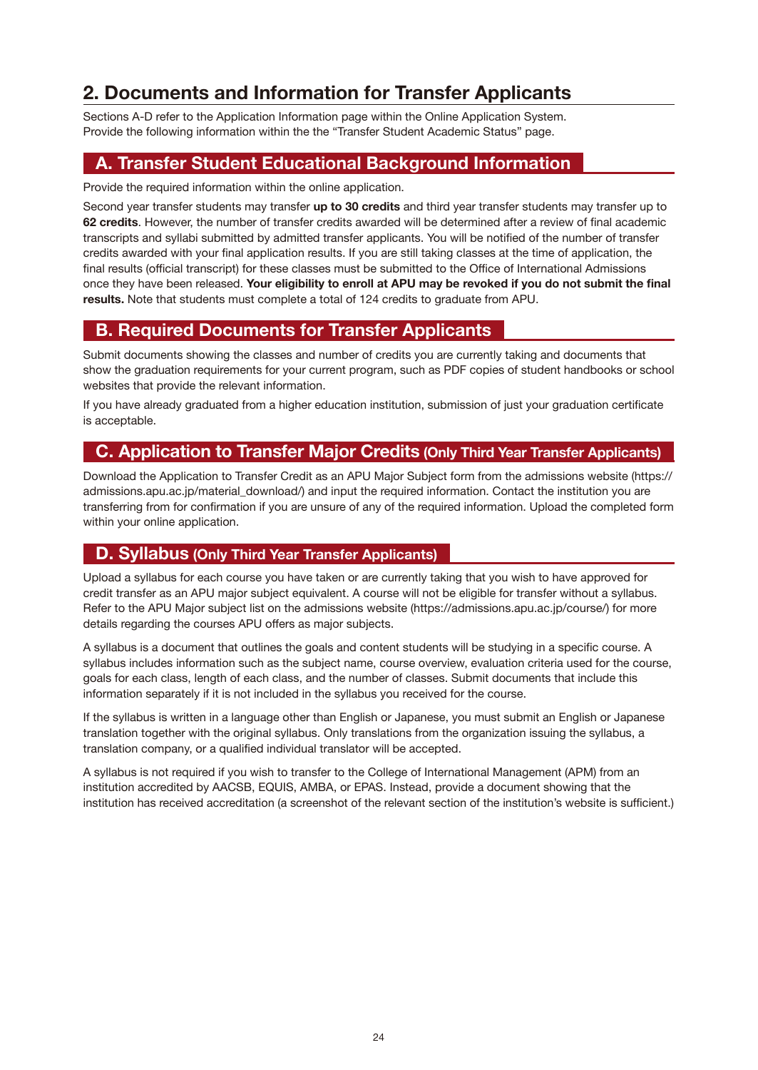## 2. Documents and Information for Transfer Applicants

Sections A-D refer to the Application Information page within the Online Application System.
Provide the following information within the the "Transfer Student Academic Status" page.

### A. Transfer Student Educational Background Information

Provide the required information within the online application.

Second year transfer students may transfer **up to 30 credits** and third year transfer students may transfer up to **62 credits**. However, the number of transfer credits awarded will be determined after a review of final academic transcripts and syllabi submitted by admitted transfer applicants. You will be notified of the number of transfer credits awarded with your final application results. If you are still taking classes at the time of application, the final results (official transcript) for these classes must be submitted to the Office of International Admissions once they have been released. **Your eligibility to enroll at APU may be revoked if you do not submit the final results.** Note that students must complete a total of 124 credits to graduate from APU.

### B. Required Documents for Transfer Applicants

Submit documents showing the classes and number of credits you are currently taking and documents that show the graduation requirements for your current program, such as PDF copies of student handbooks or school websites that provide the relevant information.

If you have already graduated from a higher education institution, submission of just your graduation certificate is acceptable.

### C. Application to Transfer Major Credits (Only Third Year Transfer Applicants)

Download the Application to Transfer Credit as an APU Major Subject form from the admissions website (https://admissions.apu.ac.jp/material_download/) and input the required information. Contact the institution you are transferring from for confirmation if you are unsure of any of the required information. Upload the completed form within your online application.

### D. Syllabus (Only Third Year Transfer Applicants)

Upload a syllabus for each course you have taken or are currently taking that you wish to have approved for credit transfer as an APU major subject equivalent. A course will not be eligible for transfer without a syllabus. Refer to the APU Major subject list on the admissions website (https://admissions.apu.ac.jp/course/) for more details regarding the courses APU offers as major subjects.

A syllabus is a document that outlines the goals and content students will be studying in a specific course. A syllabus includes information such as the subject name, course overview, evaluation criteria used for the course, goals for each class, length of each class, and the number of classes. Submit documents that include this information separately if it is not included in the syllabus you received for the course.

If the syllabus is written in a language other than English or Japanese, you must submit an English or Japanese translation together with the original syllabus. Only translations from the organization issuing the syllabus, a translation company, or a qualified individual translator will be accepted.

A syllabus is not required if you wish to transfer to the College of International Management (APM) from an institution accredited by AACSB, EQUIS, AMBA, or EPAS. Instead, provide a document showing that the institution has received accreditation (a screenshot of the relevant section of the institution's website is sufficient.)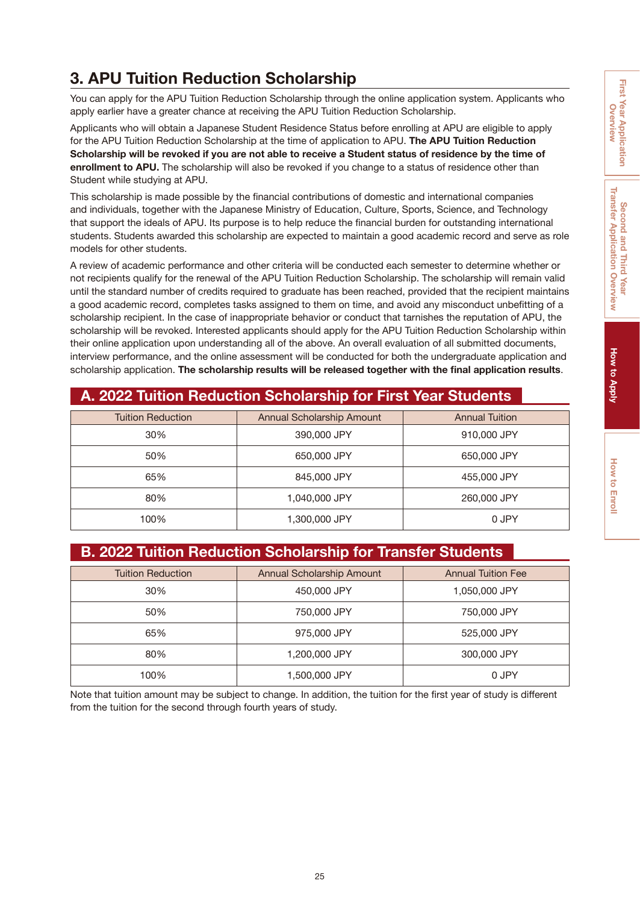## 3. APU Tuition Reduction Scholarship

You can apply for the APU Tuition Reduction Scholarship through the online application system. Applicants who apply earlier have a greater chance at receiving the APU Tuition Reduction Scholarship.

Applicants who will obtain a Japanese Student Residence Status before enrolling at APU are eligible to apply for the APU Tuition Reduction Scholarship at the time of application to APU. **The APU Tuition Reduction Scholarship will be revoked if you are not able to receive a Student status of residence by the time of enrollment to APU.** The scholarship will also be revoked if you change to a status of residence other than Student while studying at APU.

This scholarship is made possible by the financial contributions of domestic and international companies and individuals, together with the Japanese Ministry of Education, Culture, Sports, Science, and Technology that support the ideals of APU. Its purpose is to help reduce the financial burden for outstanding international students. Students awarded this scholarship are expected to maintain a good academic record and serve as role models for other students.

A review of academic performance and other criteria will be conducted each semester to determine whether or not recipients qualify for the renewal of the APU Tuition Reduction Scholarship. The scholarship will remain valid until the standard number of credits required to graduate has been reached, provided that the recipient maintains a good academic record, completes tasks assigned to them on time, and avoid any misconduct unbefitting of a scholarship recipient. In the case of inappropriate behavior or conduct that tarnishes the reputation of APU, the scholarship will be revoked. Interested applicants should apply for the APU Tuition Reduction Scholarship within their online application upon understanding all of the above. An overall evaluation of all submitted documents, interview performance, and the online assessment will be conducted for both the undergraduate application and scholarship application. **The scholarship results will be released together with the final application results**.

### A. 2022 Tuition Reduction Scholarship for First Year Students

| Tuition Reduction | Annual Scholarship Amount | Annual Tuition |
|---|---|---|
| 30% | 390,000 JPY | 910,000 JPY |
| 50% | 650,000 JPY | 650,000 JPY |
| 65% | 845,000 JPY | 455,000 JPY |
| 80% | 1,040,000 JPY | 260,000 JPY |
| 100% | 1,300,000 JPY | 0 JPY |

### B. 2022 Tuition Reduction Scholarship for Transfer Students

| Tuition Reduction | Annual Scholarship Amount | Annual Tuition Fee |
|---|---|---|
| 30% | 450,000 JPY | 1,050,000 JPY |
| 50% | 750,000 JPY | 750,000 JPY |
| 65% | 975,000 JPY | 525,000 JPY |
| 80% | 1,200,000 JPY | 300,000 JPY |
| 100% | 1,500,000 JPY | 0 JPY |

Note that tuition amount may be subject to change. In addition, the tuition for the first year of study is different from the tuition for the second through fourth years of study.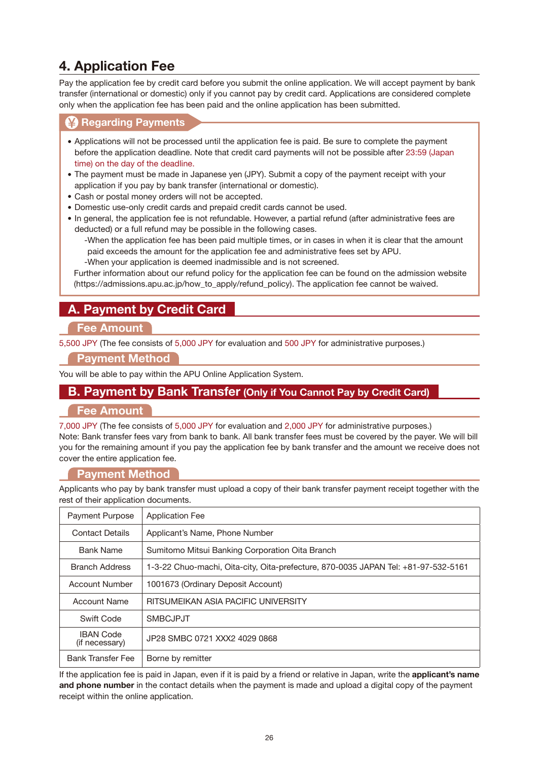## 4. Application Fee

Pay the application fee by credit card before you submit the online application. We will accept payment by bank transfer (international or domestic) only if you cannot pay by credit card. Applications are considered complete only when the application fee has been paid and the online application has been submitted.

### ¥ Regarding Payments

- Applications will not be processed until the application fee is paid. Be sure to complete the payment before the application deadline. Note that credit card payments will not be possible after 23:59 (Japan time) on the day of the deadline.
- The payment must be made in Japanese yen (JPY). Submit a copy of the payment receipt with your application if you pay by bank transfer (international or domestic).
- Cash or postal money orders will not be accepted.
- Domestic use-only credit cards and prepaid credit cards cannot be used.
- In general, the application fee is not refundable. However, a partial refund (after administrative fees are deducted) or a full refund may be possible in the following cases.
  - -When the application fee has been paid multiple times, or in cases in when it is clear that the amount paid exceeds the amount for the application fee and administrative fees set by APU.
  - -When your application is deemed inadmissible and is not screened.

  Further information about our refund policy for the application fee can be found on the admission website (https://admissions.apu.ac.jp/how_to_apply/refund_policy). The application fee cannot be waived.

### A. Payment by Credit Card

#### Fee Amount

5,500 JPY (The fee consists of 5,000 JPY for evaluation and 500 JPY for administrative purposes.)

#### Payment Method

You will be able to pay within the APU Online Application System.

### B. Payment by Bank Transfer (Only if You Cannot Pay by Credit Card)

#### Fee Amount

7,000 JPY (The fee consists of 5,000 JPY for evaluation and 2,000 JPY for administrative purposes.)
Note: Bank transfer fees vary from bank to bank. All bank transfer fees must be covered by the payer. We will bill you for the remaining amount if you pay the application fee by bank transfer and the amount we receive does not cover the entire application fee.

#### Payment Method

Applicants who pay by bank transfer must upload a copy of their bank transfer payment receipt together with the rest of their application documents.

| Payment Purpose | Application Fee |
|---|---|
| Contact Details | Applicant's Name, Phone Number |
| Bank Name | Sumitomo Mitsui Banking Corporation Oita Branch |
| Branch Address | 1-3-22 Chuo-machi, Oita-city, Oita-prefecture, 870-0035 JAPAN Tel: +81-97-532-5161 |
| Account Number | 1001673 (Ordinary Deposit Account) |
| Account Name | RITSUMEIKAN ASIA PACIFIC UNIVERSITY |
| Swift Code | SMBCJPJT |
| IBAN Code (if necessary) | JP28 SMBC 0721 XXX2 4029 0868 |
| Bank Transfer Fee | Borne by remitter |

If the application fee is paid in Japan, even if it is paid by a friend or relative in Japan, write the **applicant's name and phone number** in the contact details when the payment is made and upload a digital copy of the payment receipt within the online application.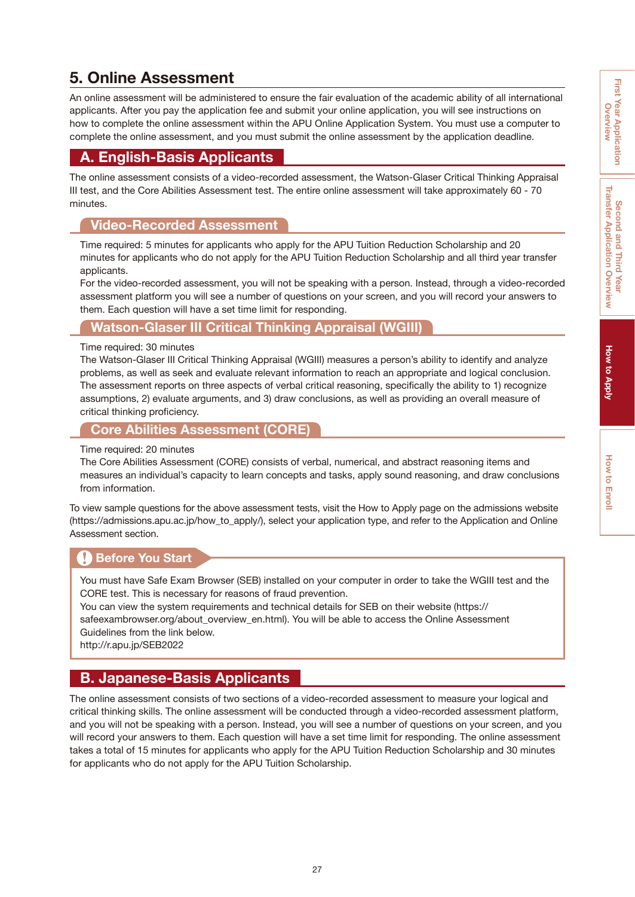# 5. Online Assessment

An online assessment will be administered to ensure the fair evaluation of the academic ability of all international applicants. After you pay the application fee and submit your online application, you will see instructions on how to complete the online assessment within the APU Online Application System. You must use a computer to complete the online assessment, and you must submit the online assessment by the application deadline.

## A. English-Basis Applicants

The online assessment consists of a video-recorded assessment, the Watson-Glaser Critical Thinking Appraisal III test, and the Core Abilities Assessment test. The entire online assessment will take approximately 60 - 70 minutes.

### Video-Recorded Assessment

Time required: 5 minutes for applicants who apply for the APU Tuition Reduction Scholarship and 20 minutes for applicants who do not apply for the APU Tuition Reduction Scholarship and all third year transfer applicants.
For the video-recorded assessment, you will not be speaking with a person. Instead, through a video-recorded assessment platform you will see a number of questions on your screen, and you will record your answers to them. Each question will have a set time limit for responding.

### Watson-Glaser III Critical Thinking Appraisal (WGIII)

Time required: 30 minutes
The Watson-Glaser III Critical Thinking Appraisal (WGIII) measures a person's ability to identify and analyze problems, as well as seek and evaluate relevant information to reach an appropriate and logical conclusion. The assessment reports on three aspects of verbal critical reasoning, specifically the ability to 1) recognize assumptions, 2) evaluate arguments, and 3) draw conclusions, as well as providing an overall measure of critical thinking proficiency.

### Core Abilities Assessment (CORE)

Time required: 20 minutes
The Core Abilities Assessment (CORE) consists of verbal, numerical, and abstract reasoning items and measures an individual's capacity to learn concepts and tasks, apply sound reasoning, and draw conclusions from information.

To view sample questions for the above assessment tests, visit the How to Apply page on the admissions website (https://admissions.apu.ac.jp/how_to_apply/), select your application type, and refer to the Application and Online Assessment section.

### Before You Start

You must have Safe Exam Browser (SEB) installed on your computer in order to take the WGIII test and the CORE test. This is necessary for reasons of fraud prevention.
You can view the system requirements and technical details for SEB on their website (https://safeexambrowser.org/about_overview_en.html). You will be able to access the Online Assessment Guidelines from the link below.
http://r.apu.jp/SEB2022

## B. Japanese-Basis Applicants

The online assessment consists of two sections of a video-recorded assessment to measure your logical and critical thinking skills. The online assessment will be conducted through a video-recorded assessment platform, and you will not be speaking with a person. Instead, you will see a number of questions on your screen, and you will record your answers to them. Each question will have a set time limit for responding. The online assessment takes a total of 15 minutes for applicants who apply for the APU Tuition Reduction Scholarship and 30 minutes for applicants who do not apply for the APU Tuition Scholarship.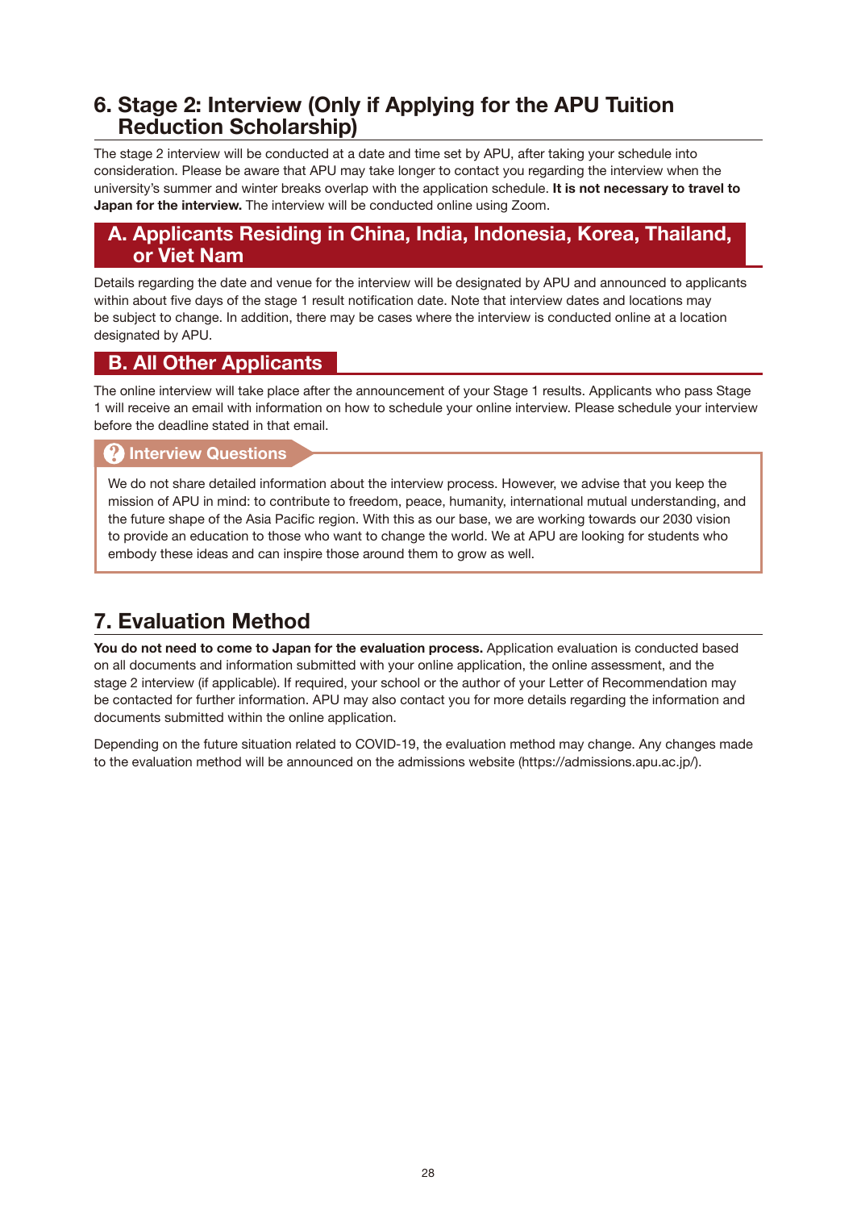## 6. Stage 2: Interview (Only if Applying for the APU Tuition Reduction Scholarship)

The stage 2 interview will be conducted at a date and time set by APU, after taking your schedule into consideration. Please be aware that APU may take longer to contact you regarding the interview when the university's summer and winter breaks overlap with the application schedule. **It is not necessary to travel to Japan for the interview.** The interview will be conducted online using Zoom.

### A. Applicants Residing in China, India, Indonesia, Korea, Thailand, or Viet Nam

Details regarding the date and venue for the interview will be designated by APU and announced to applicants within about five days of the stage 1 result notification date. Note that interview dates and locations may be subject to change. In addition, there may be cases where the interview is conducted online at a location designated by APU.

### B. All Other Applicants

The online interview will take place after the announcement of your Stage 1 results. Applicants who pass Stage 1 will receive an email with information on how to schedule your online interview. Please schedule your interview before the deadline stated in that email.

#### Interview Questions

We do not share detailed information about the interview process. However, we advise that you keep the mission of APU in mind: to contribute to freedom, peace, humanity, international mutual understanding, and the future shape of the Asia Pacific region. With this as our base, we are working towards our 2030 vision to provide an education to those who want to change the world. We at APU are looking for students who embody these ideas and can inspire those around them to grow as well.

## 7. Evaluation Method

**You do not need to come to Japan for the evaluation process.** Application evaluation is conducted based on all documents and information submitted with your online application, the online assessment, and the stage 2 interview (if applicable). If required, your school or the author of your Letter of Recommendation may be contacted for further information. APU may also contact you for more details regarding the information and documents submitted within the online application.

Depending on the future situation related to COVID-19, the evaluation method may change. Any changes made to the evaluation method will be announced on the admissions website (https://admissions.apu.ac.jp/).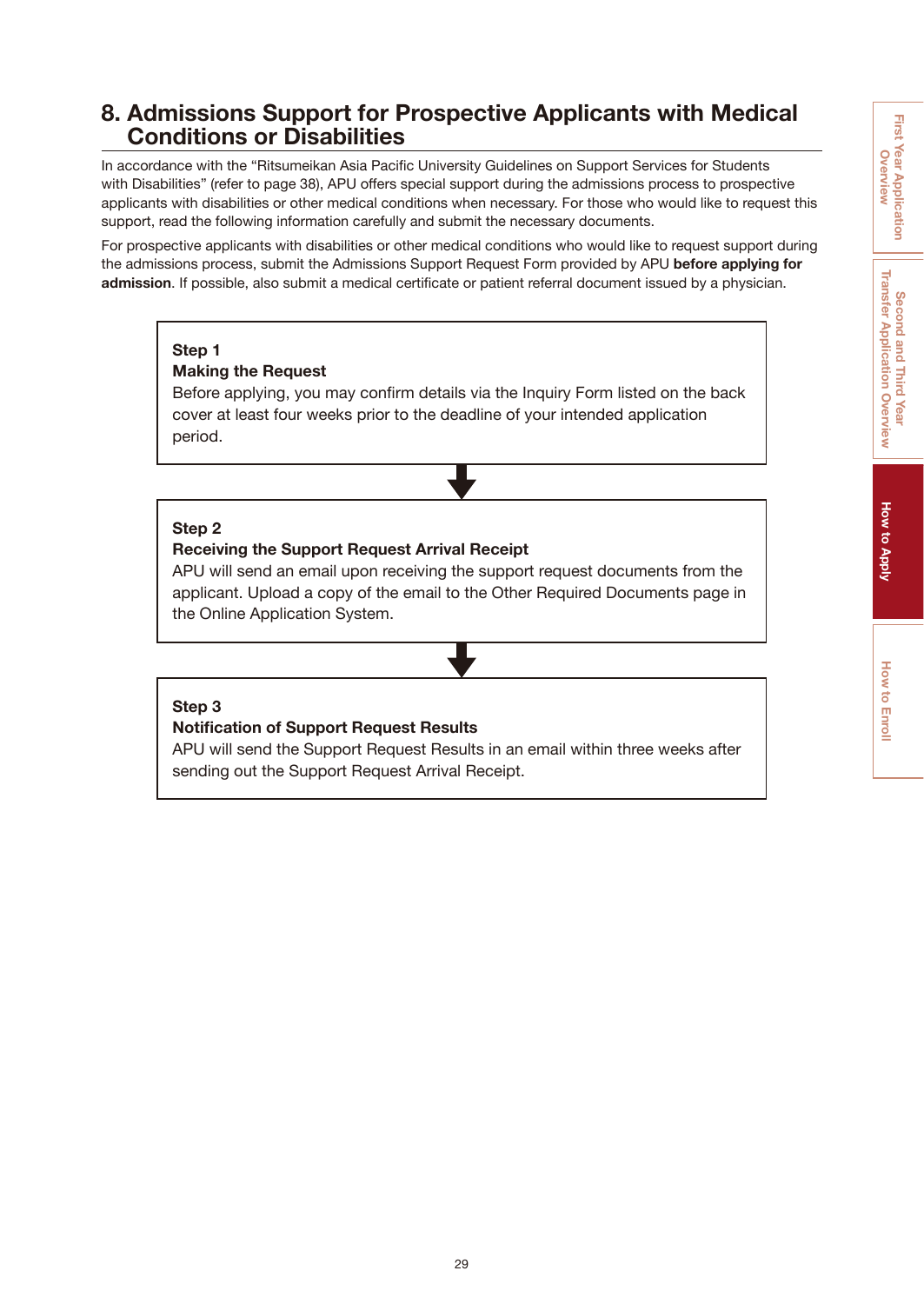## 8. Admissions Support for Prospective Applicants with Medical Conditions or Disabilities

In accordance with the "Ritsumeikan Asia Pacific University Guidelines on Support Services for Students with Disabilities" (refer to page 38), APU offers special support during the admissions process to prospective applicants with disabilities or other medical conditions when necessary. For those who would like to request this support, read the following information carefully and submit the necessary documents.

For prospective applicants with disabilities or other medical conditions who would like to request support during the admissions process, submit the Admissions Support Request Form provided by APU **before applying for admission**. If possible, also submit a medical certificate or patient referral document issued by a physician.

**Step 1**
**Making the Request**
Before applying, you may confirm details via the Inquiry Form listed on the back cover at least four weeks prior to the deadline of your intended application period.

↓

**Step 2**
**Receiving the Support Request Arrival Receipt**
APU will send an email upon receiving the support request documents from the applicant. Upload a copy of the email to the Other Required Documents page in the Online Application System.

↓

**Step 3**
**Notification of Support Request Results**
APU will send the Support Request Results in an email within three weeks after sending out the Support Request Arrival Receipt.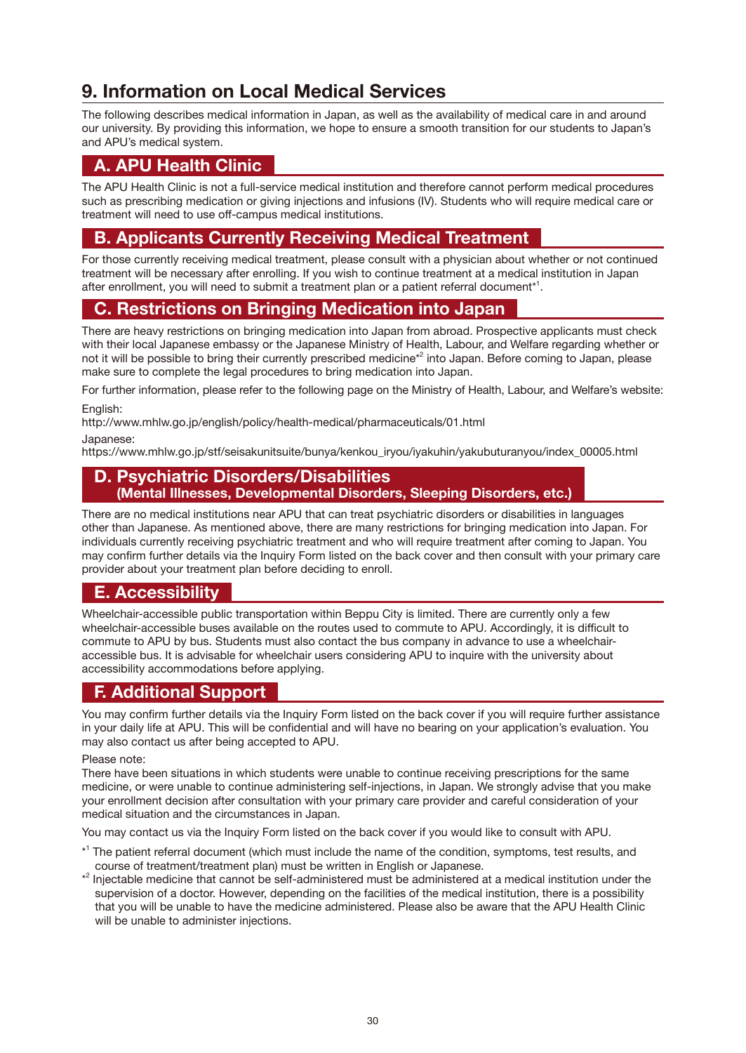# 9. Information on Local Medical Services

The following describes medical information in Japan, as well as the availability of medical care in and around our university. By providing this information, we hope to ensure a smooth transition for our students to Japan's and APU's medical system.

## A. APU Health Clinic

The APU Health Clinic is not a full-service medical institution and therefore cannot perform medical procedures such as prescribing medication or giving injections and infusions (IV). Students who will require medical care or treatment will need to use off-campus medical institutions.

## B. Applicants Currently Receiving Medical Treatment

For those currently receiving medical treatment, please consult with a physician about whether or not continued treatment will be necessary after enrolling. If you wish to continue treatment at a medical institution in Japan after enrollment, you will need to submit a treatment plan or a patient referral document*[1].

## C. Restrictions on Bringing Medication into Japan

There are heavy restrictions on bringing medication into Japan from abroad. Prospective applicants must check with their local Japanese embassy or the Japanese Ministry of Health, Labour, and Welfare regarding whether or not it will be possible to bring their currently prescribed medicine*[2] into Japan. Before coming to Japan, please make sure to complete the legal procedures to bring medication into Japan.

For further information, please refer to the following page on the Ministry of Health, Labour, and Welfare's website:

English:
http://www.mhlw.go.jp/english/policy/health-medical/pharmaceuticals/01.html

Japanese:
https://www.mhlw.go.jp/stf/seisakunitsuite/bunya/kenkou_iryou/iyakuhin/yakubuturanyou/index_00005.html

## D. Psychiatric Disorders/Disabilities (Mental Illnesses, Developmental Disorders, Sleeping Disorders, etc.)

There are no medical institutions near APU that can treat psychiatric disorders or disabilities in languages other than Japanese. As mentioned above, there are many restrictions for bringing medication into Japan. For individuals currently receiving psychiatric treatment and who will require treatment after coming to Japan. You may confirm further details via the Inquiry Form listed on the back cover and then consult with your primary care provider about your treatment plan before deciding to enroll.

## E. Accessibility

Wheelchair-accessible public transportation within Beppu City is limited. There are currently only a few wheelchair-accessible buses available on the routes used to commute to APU. Accordingly, it is difficult to commute to APU by bus. Students must also contact the bus company in advance to use a wheelchair-accessible bus. It is advisable for wheelchair users considering APU to inquire with the university about accessibility accommodations before applying.

## F. Additional Support

You may confirm further details via the Inquiry Form listed on the back cover if you will require further assistance in your daily life at APU. This will be confidential and will have no bearing on your application's evaluation. You may also contact us after being accepted to APU.

Please note:
There have been situations in which students were unable to continue receiving prescriptions for the same medicine, or were unable to continue administering self-injections, in Japan. We strongly advise that you make your enrollment decision after consultation with your primary care provider and careful consideration of your medical situation and the circumstances in Japan.

You may contact us via the Inquiry Form listed on the back cover if you would like to consult with APU.

*[1] The patient referral document (which must include the name of the condition, symptoms, test results, and course of treatment/treatment plan) must be written in English or Japanese.

*[2] Injectable medicine that cannot be self-administered must be administered at a medical institution under the supervision of a doctor. However, depending on the facilities of the medical institution, there is a possibility that you will be unable to have the medicine administered. Please also be aware that the APU Health Clinic will be unable to administer injections.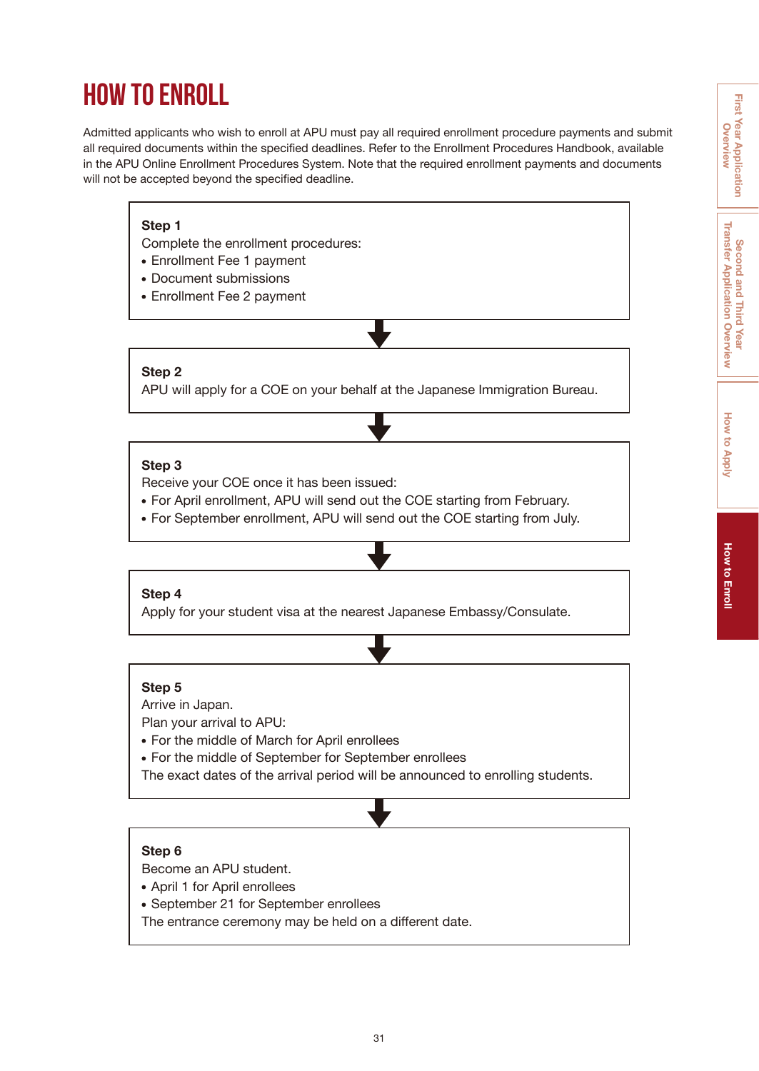# HOW TO ENROLL

Admitted applicants who wish to enroll at APU must pay all required enrollment procedure payments and submit all required documents within the specified deadlines. Refer to the Enrollment Procedures Handbook, available in the APU Online Enrollment Procedures System. Note that the required enrollment payments and documents will not be accepted beyond the specified deadline.

**Step 1**

Complete the enrollment procedures:

- Enrollment Fee 1 payment
- Document submissions
- Enrollment Fee 2 payment

↓

**Step 2**

APU will apply for a COE on your behalf at the Japanese Immigration Bureau.

↓

**Step 3**

Receive your COE once it has been issued:

- For April enrollment, APU will send out the COE starting from February.
- For September enrollment, APU will send out the COE starting from July.

↓

**Step 4**

Apply for your student visa at the nearest Japanese Embassy/Consulate.

↓

**Step 5**

Arrive in Japan.

Plan your arrival to APU:

- For the middle of March for April enrollees
- For the middle of September for September enrollees

The exact dates of the arrival period will be announced to enrolling students.

↓

**Step 6**

Become an APU student.

- April 1 for April enrollees
- September 21 for September enrollees

The entrance ceremony may be held on a different date.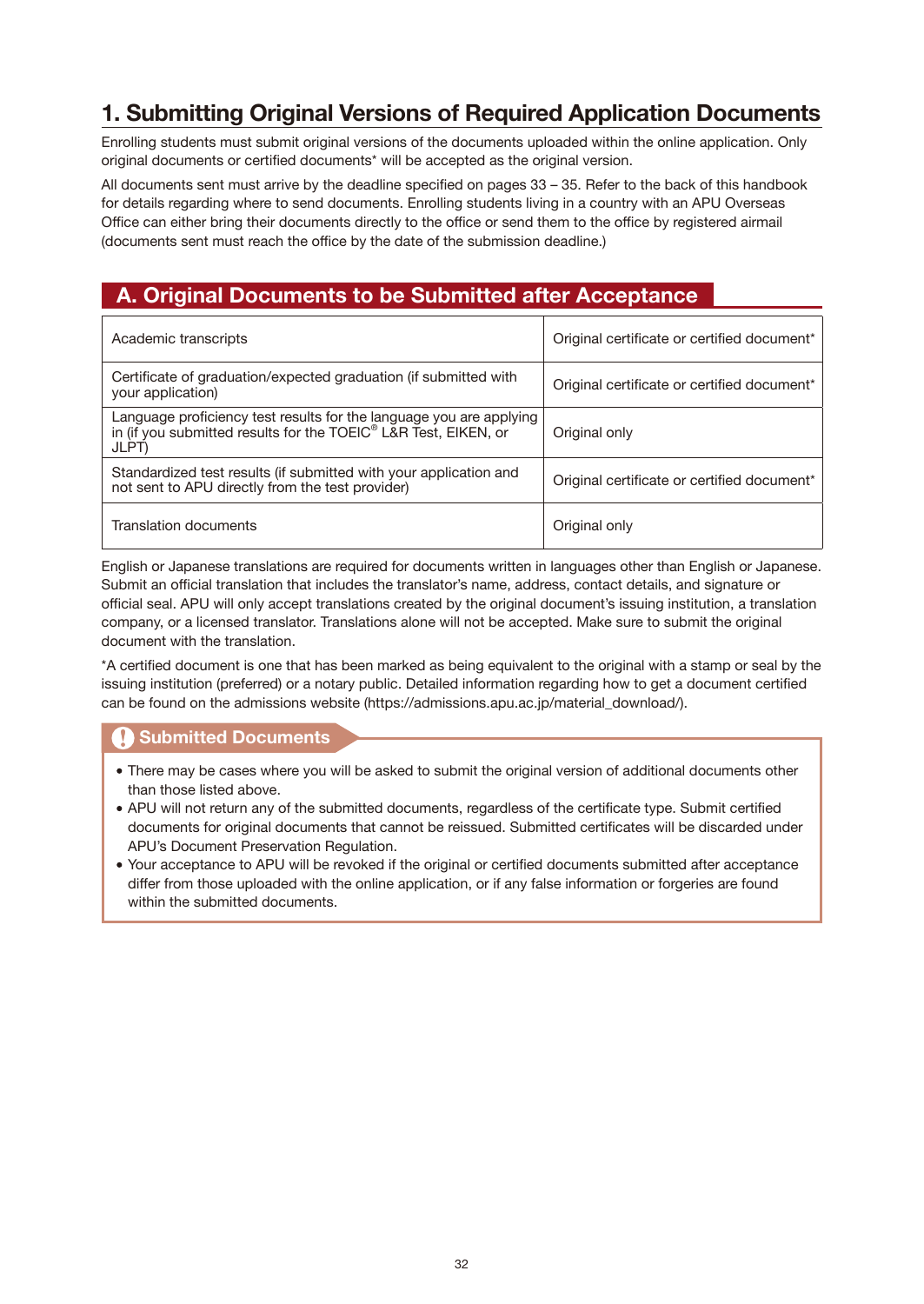# 1. Submitting Original Versions of Required Application Documents

Enrolling students must submit original versions of the documents uploaded within the online application. Only original documents or certified documents* will be accepted as the original version.

All documents sent must arrive by the deadline specified on pages 33 – 35. Refer to the back of this handbook for details regarding where to send documents. Enrolling students living in a country with an APU Overseas Office can either bring their documents directly to the office or send them to the office by registered airmail (documents sent must reach the office by the date of the submission deadline.)

## A. Original Documents to be Submitted after Acceptance

| Document | Submission format |
|---|---|
| Academic transcripts | Original certificate or certified document* |
| Certificate of graduation/expected graduation (if submitted with your application) | Original certificate or certified document* |
| Language proficiency test results for the language you are applying in (if you submitted results for the TOEIC® L&R Test, EIKEN, or JLPT) | Original only |
| Standardized test results (if submitted with your application and not sent to APU directly from the test provider) | Original certificate or certified document* |
| Translation documents | Original only |

English or Japanese translations are required for documents written in languages other than English or Japanese. Submit an official translation that includes the translator's name, address, contact details, and signature or official seal. APU will only accept translations created by the original document's issuing institution, a translation company, or a licensed translator. Translations alone will not be accepted. Make sure to submit the original document with the translation.

*A certified document is one that has been marked as being equivalent to the original with a stamp or seal by the issuing institution (preferred) or a notary public. Detailed information regarding how to get a document certified can be found on the admissions website (https://admissions.apu.ac.jp/material_download/).

### Submitted Documents

- There may be cases where you will be asked to submit the original version of additional documents other than those listed above.
- APU will not return any of the submitted documents, regardless of the certificate type. Submit certified documents for original documents that cannot be reissued. Submitted certificates will be discarded under APU's Document Preservation Regulation.
- Your acceptance to APU will be revoked if the original or certified documents submitted after acceptance differ from those uploaded with the online application, or if any false information or forgeries are found within the submitted documents.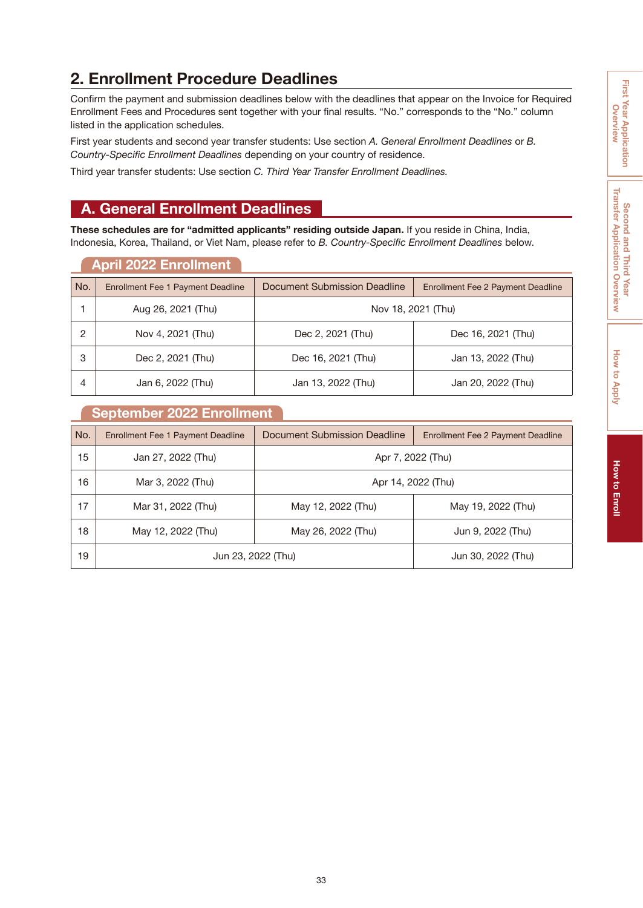## 2. Enrollment Procedure Deadlines

Confirm the payment and submission deadlines below with the deadlines that appear on the Invoice for Required Enrollment Fees and Procedures sent together with your final results. "No." corresponds to the "No." column listed in the application schedules.

First year students and second year transfer students: Use section *A. General Enrollment Deadlines* or *B. Country-Specific Enrollment Deadlines* depending on your country of residence.

Third year transfer students: Use section *C. Third Year Transfer Enrollment Deadlines.*

### A. General Enrollment Deadlines

**These schedules are for "admitted applicants" residing outside Japan.** If you reside in China, India, Indonesia, Korea, Thailand, or Viet Nam, please refer to *B. Country-Specific Enrollment Deadlines* below.

#### April 2022 Enrollment

| No. | Enrollment Fee 1 Payment Deadline | Document Submission Deadline | Enrollment Fee 2 Payment Deadline |
|---|---|---|---|
| 1 | Aug 26, 2021 (Thu) | Nov 18, 2021 (Thu) | |
| 2 | Nov 4, 2021 (Thu) | Dec 2, 2021 (Thu) | Dec 16, 2021 (Thu) |
| 3 | Dec 2, 2021 (Thu) | Dec 16, 2021 (Thu) | Jan 13, 2022 (Thu) |
| 4 | Jan 6, 2022 (Thu) | Jan 13, 2022 (Thu) | Jan 20, 2022 (Thu) |

#### September 2022 Enrollment

| No. | Enrollment Fee 1 Payment Deadline | Document Submission Deadline | Enrollment Fee 2 Payment Deadline |
|---|---|---|---|
| 15 | Jan 27, 2022 (Thu) | Apr 7, 2022 (Thu) | |
| 16 | Mar 3, 2022 (Thu) | Apr 14, 2022 (Thu) | |
| 17 | Mar 31, 2022 (Thu) | May 12, 2022 (Thu) | May 19, 2022 (Thu) |
| 18 | May 12, 2022 (Thu) | May 26, 2022 (Thu) | Jun 9, 2022 (Thu) |
| 19 | Jun 23, 2022 (Thu) | | Jun 30, 2022 (Thu) |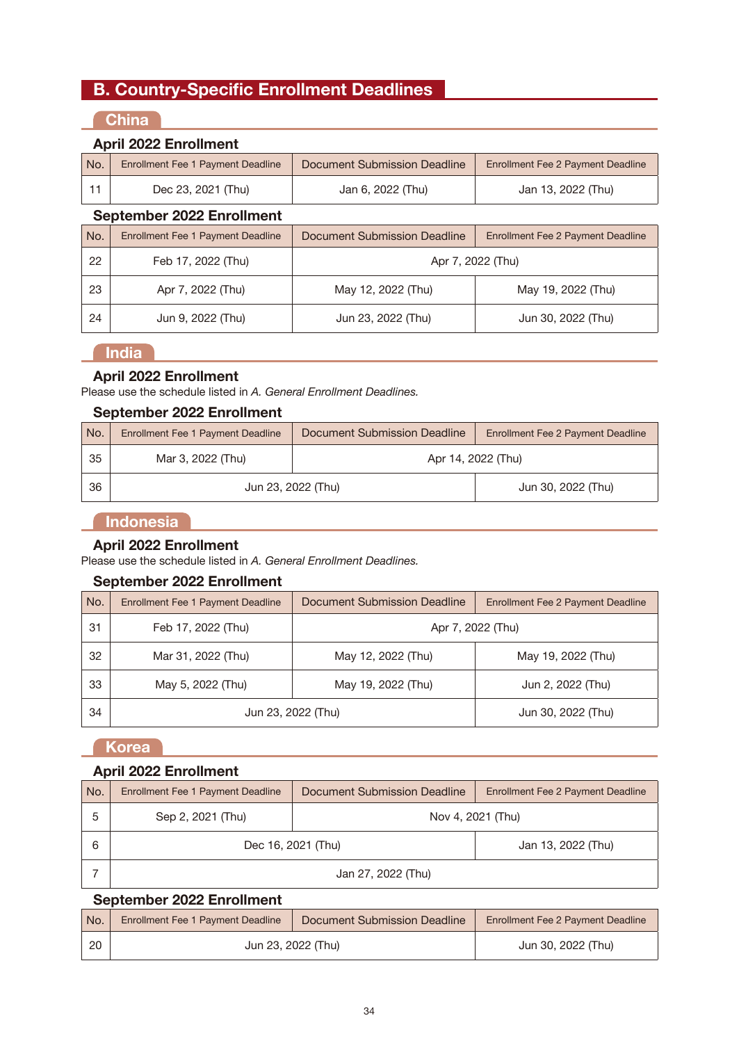## B. Country-Specific Enrollment Deadlines

### China

#### April 2022 Enrollment

| No. | Enrollment Fee 1 Payment Deadline | Document Submission Deadline | Enrollment Fee 2 Payment Deadline |
|---|---|---|---|
| 11 | Dec 23, 2021 (Thu) | Jan 6, 2022 (Thu) | Jan 13, 2022 (Thu) |

#### September 2022 Enrollment

| No. | Enrollment Fee 1 Payment Deadline | Document Submission Deadline | Enrollment Fee 2 Payment Deadline |
|---|---|---|---|
| 22 | Feb 17, 2022 (Thu) | Apr 7, 2022 (Thu) | |
| 23 | Apr 7, 2022 (Thu) | May 12, 2022 (Thu) | May 19, 2022 (Thu) |
| 24 | Jun 9, 2022 (Thu) | Jun 23, 2022 (Thu) | Jun 30, 2022 (Thu) |

### India

#### April 2022 Enrollment

Please use the schedule listed in *A. General Enrollment Deadlines.*

#### September 2022 Enrollment

| No. | Enrollment Fee 1 Payment Deadline | Document Submission Deadline | Enrollment Fee 2 Payment Deadline |
|---|---|---|---|
| 35 | Mar 3, 2022 (Thu) | Apr 14, 2022 (Thu) | |
| 36 | Jun 23, 2022 (Thu) | | Jun 30, 2022 (Thu) |

### Indonesia

#### April 2022 Enrollment

Please use the schedule listed in *A. General Enrollment Deadlines.*

#### September 2022 Enrollment

| No. | Enrollment Fee 1 Payment Deadline | Document Submission Deadline | Enrollment Fee 2 Payment Deadline |
|---|---|---|---|
| 31 | Feb 17, 2022 (Thu) | Apr 7, 2022 (Thu) | |
| 32 | Mar 31, 2022 (Thu) | May 12, 2022 (Thu) | May 19, 2022 (Thu) |
| 33 | May 5, 2022 (Thu) | May 19, 2022 (Thu) | Jun 2, 2022 (Thu) |
| 34 | Jun 23, 2022 (Thu) | | Jun 30, 2022 (Thu) |

### Korea

#### April 2022 Enrollment

| No. | Enrollment Fee 1 Payment Deadline | Document Submission Deadline | Enrollment Fee 2 Payment Deadline |
|---|---|---|---|
| 5 | Sep 2, 2021 (Thu) | Nov 4, 2021 (Thu) | |
| 6 | Dec 16, 2021 (Thu) | | Jan 13, 2022 (Thu) |
| 7 | Jan 27, 2022 (Thu) | | |

#### September 2022 Enrollment

| No. | Enrollment Fee 1 Payment Deadline | Document Submission Deadline | Enrollment Fee 2 Payment Deadline |
|---|---|---|---|
| 20 | Jun 23, 2022 (Thu) | | Jun 30, 2022 (Thu) |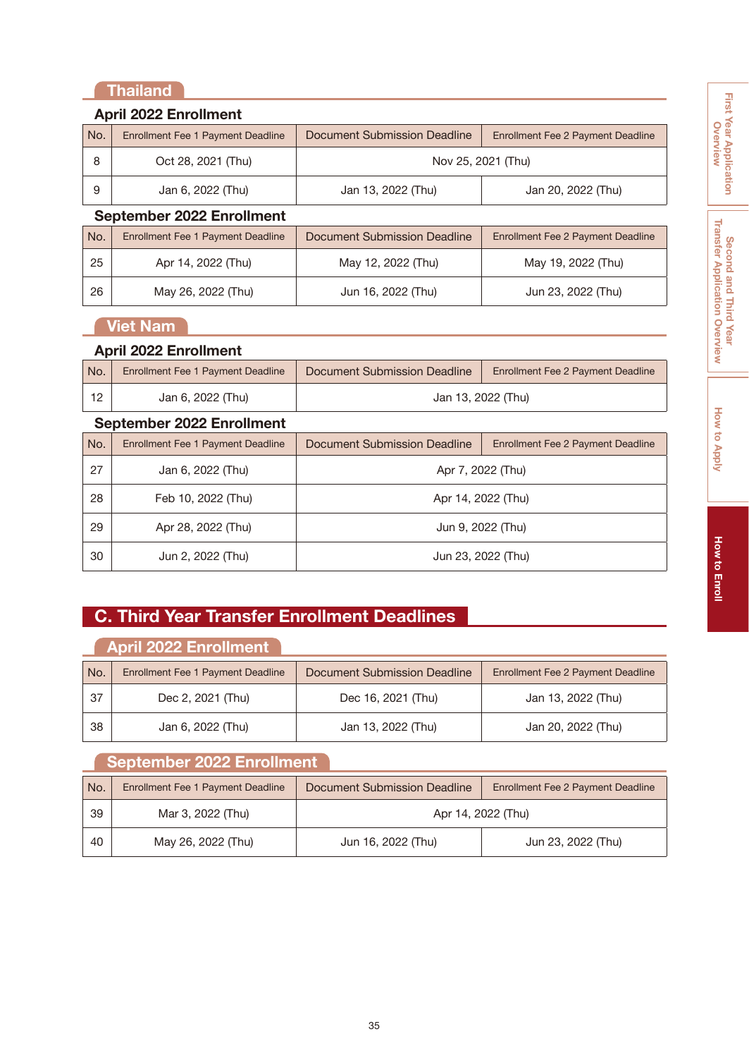## Thailand

### April 2022 Enrollment

| No. | Enrollment Fee 1 Payment Deadline | Document Submission Deadline | Enrollment Fee 2 Payment Deadline |
|---|---|---|---|
| 8 | Oct 28, 2021 (Thu) | Nov 25, 2021 (Thu) | |
| 9 | Jan 6, 2022 (Thu) | Jan 13, 2022 (Thu) | Jan 20, 2022 (Thu) |

### September 2022 Enrollment

| No. | Enrollment Fee 1 Payment Deadline | Document Submission Deadline | Enrollment Fee 2 Payment Deadline |
|---|---|---|---|
| 25 | Apr 14, 2022 (Thu) | May 12, 2022 (Thu) | May 19, 2022 (Thu) |
| 26 | May 26, 2022 (Thu) | Jun 16, 2022 (Thu) | Jun 23, 2022 (Thu) |

## Viet Nam

### April 2022 Enrollment

| No. | Enrollment Fee 1 Payment Deadline | Document Submission Deadline | Enrollment Fee 2 Payment Deadline |
|---|---|---|---|
| 12 | Jan 6, 2022 (Thu) | Jan 13, 2022 (Thu) | |

### September 2022 Enrollment

| No. | Enrollment Fee 1 Payment Deadline | Document Submission Deadline | Enrollment Fee 2 Payment Deadline |
|---|---|---|---|
| 27 | Jan 6, 2022 (Thu) | Apr 7, 2022 (Thu) | |
| 28 | Feb 10, 2022 (Thu) | Apr 14, 2022 (Thu) | |
| 29 | Apr 28, 2022 (Thu) | Jun 9, 2022 (Thu) | |
| 30 | Jun 2, 2022 (Thu) | Jun 23, 2022 (Thu) | |

# C. Third Year Transfer Enrollment Deadlines

## April 2022 Enrollment

| No. | Enrollment Fee 1 Payment Deadline | Document Submission Deadline | Enrollment Fee 2 Payment Deadline |
|---|---|---|---|
| 37 | Dec 2, 2021 (Thu) | Dec 16, 2021 (Thu) | Jan 13, 2022 (Thu) |
| 38 | Jan 6, 2022 (Thu) | Jan 13, 2022 (Thu) | Jan 20, 2022 (Thu) |

## September 2022 Enrollment

| No. | Enrollment Fee 1 Payment Deadline | Document Submission Deadline | Enrollment Fee 2 Payment Deadline |
|---|---|---|---|
| 39 | Mar 3, 2022 (Thu) | Apr 14, 2022 (Thu) | |
| 40 | May 26, 2022 (Thu) | Jun 16, 2022 (Thu) | Jun 23, 2022 (Thu) |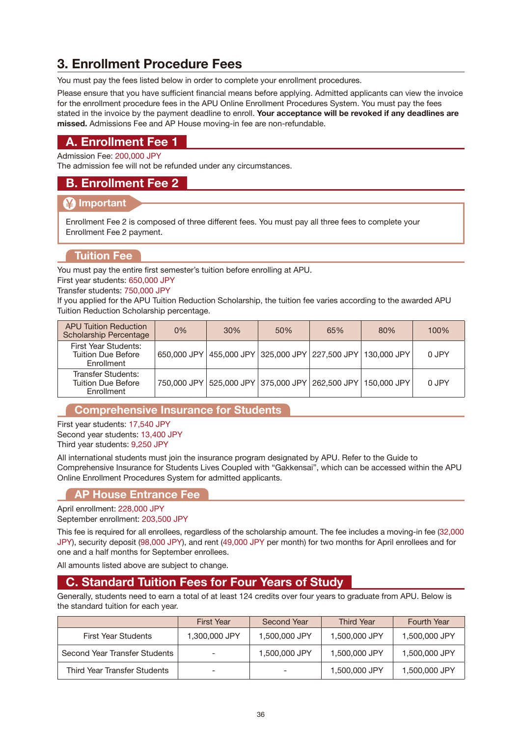## 3. Enrollment Procedure Fees

You must pay the fees listed below in order to complete your enrollment procedures.

Please ensure that you have sufficient financial means before applying. Admitted applicants can view the invoice for the enrollment procedure fees in the APU Online Enrollment Procedures System. You must pay the fees stated in the invoice by the payment deadline to enroll. **Your acceptance will be revoked if any deadlines are missed.** Admissions Fee and AP House moving-in fee are non-refundable.

### A. Enrollment Fee 1

Admission Fee: 200,000 JPY
The admission fee will not be refunded under any circumstances.

### B. Enrollment Fee 2

**¥ Important**

Enrollment Fee 2 is composed of three different fees. You must pay all three fees to complete your Enrollment Fee 2 payment.

#### Tuition Fee

You must pay the entire first semester's tuition before enrolling at APU.
First year students: 650,000 JPY
Transfer students: 750,000 JPY
If you applied for the APU Tuition Reduction Scholarship, the tuition fee varies according to the awarded APU Tuition Reduction Scholarship percentage.

| APU Tuition Reduction Scholarship Percentage | 0% | 30% | 50% | 65% | 80% | 100% |
|---|---|---|---|---|---|---|
| First Year Students: Tuition Due Before Enrollment | 650,000 JPY | 455,000 JPY | 325,000 JPY | 227,500 JPY | 130,000 JPY | 0 JPY |
| Transfer Students: Tuition Due Before Enrollment | 750,000 JPY | 525,000 JPY | 375,000 JPY | 262,500 JPY | 150,000 JPY | 0 JPY |

#### Comprehensive Insurance for Students

First year students: 17,540 JPY
Second year students: 13,400 JPY
Third year students: 9,250 JPY

All international students must join the insurance program designated by APU. Refer to the Guide to Comprehensive Insurance for Students Lives Coupled with "Gakkensai", which can be accessed within the APU Online Enrollment Procedures System for admitted applicants.

#### AP House Entrance Fee

April enrollment: 228,000 JPY
September enrollment: 203,500 JPY

This fee is required for all enrollees, regardless of the scholarship amount. The fee includes a moving-in fee (32,000 JPY), security deposit (98,000 JPY), and rent (49,000 JPY per month) for two months for April enrollees and for one and a half months for September enrollees.

All amounts listed above are subject to change.

### C. Standard Tuition Fees for Four Years of Study

Generally, students need to earn a total of at least 124 credits over four years to graduate from APU. Below is the standard tuition for each year.

| | First Year | Second Year | Third Year | Fourth Year |
|---|---|---|---|---|
| First Year Students | 1,300,000 JPY | 1,500,000 JPY | 1,500,000 JPY | 1,500,000 JPY |
| Second Year Transfer Students | - | 1,500,000 JPY | 1,500,000 JPY | 1,500,000 JPY |
| Third Year Transfer Students | - | - | 1,500,000 JPY | 1,500,000 JPY |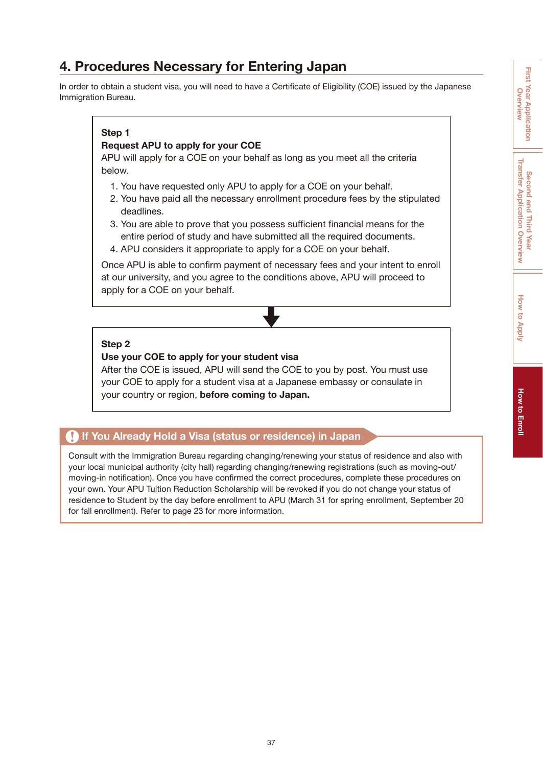## 4. Procedures Necessary for Entering Japan

In order to obtain a student visa, you will need to have a Certificate of Eligibility (COE) issued by the Japanese Immigration Bureau.

**Step 1**

**Request APU to apply for your COE**

APU will apply for a COE on your behalf as long as you meet all the criteria below.

1. You have requested only APU to apply for a COE on your behalf.
2. You have paid all the necessary enrollment procedure fees by the stipulated deadlines.
3. You are able to prove that you possess sufficient financial means for the entire period of study and have submitted all the required documents.
4. APU considers it appropriate to apply for a COE on your behalf.

Once APU is able to confirm payment of necessary fees and your intent to enroll at our university, and you agree to the conditions above, APU will proceed to apply for a COE on your behalf.

↓

**Step 2**

**Use your COE to apply for your student visa**

After the COE is issued, APU will send the COE to you by post. You must use your COE to apply for a student visa at a Japanese embassy or consulate in your country or region, **before coming to Japan.**

### If You Already Hold a Visa (status or residence) in Japan

Consult with the Immigration Bureau regarding changing/renewing your status of residence and also with your local municipal authority (city hall) regarding changing/renewing registrations (such as moving-out/moving-in notification). Once you have confirmed the correct procedures, complete these procedures on your own. Your APU Tuition Reduction Scholarship will be revoked if you do not change your status of residence to Student by the day before enrollment to APU (March 31 for spring enrollment, September 20 for fall enrollment). Refer to page 23 for more information.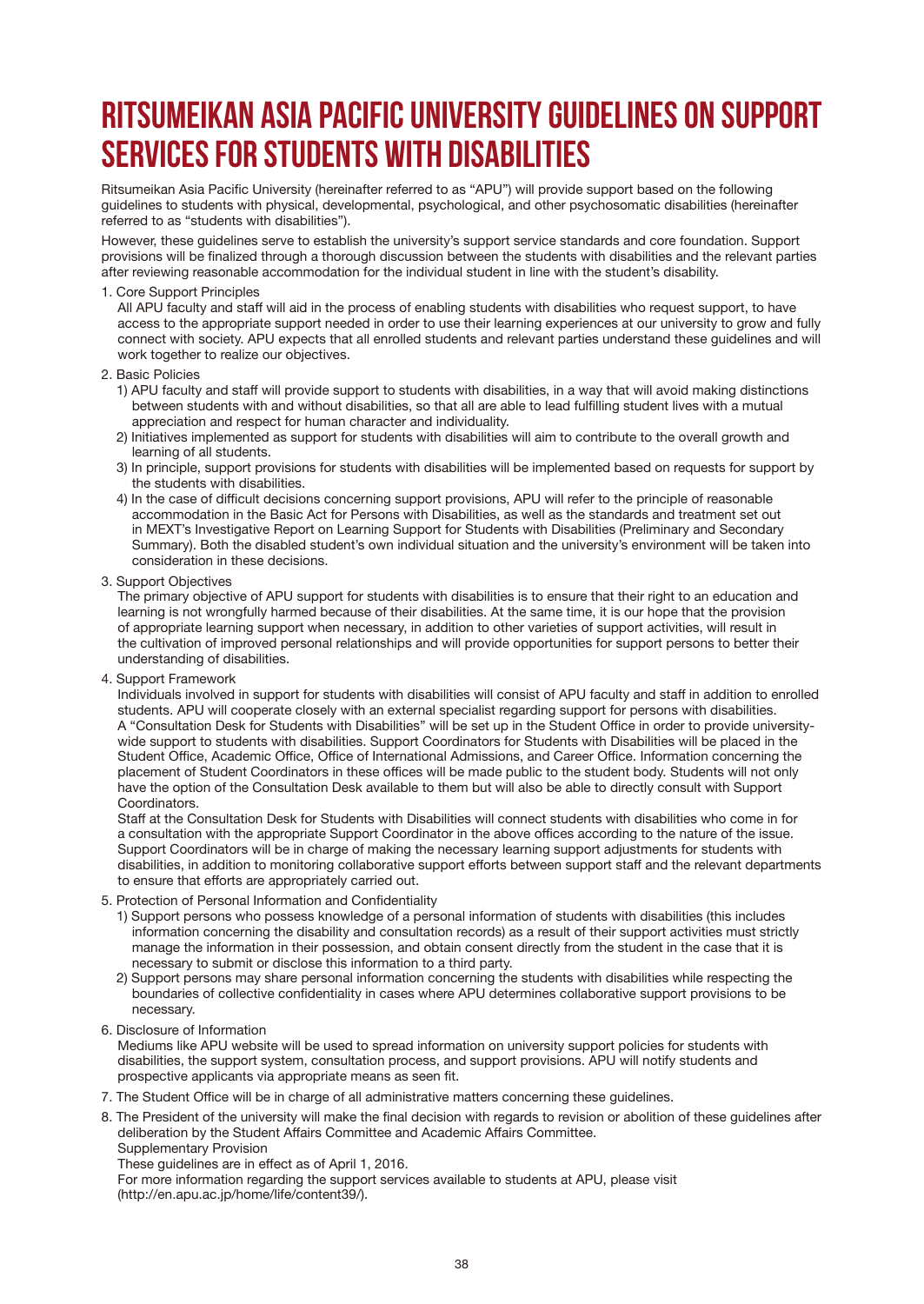# RITSUMEIKAN ASIA PACIFIC UNIVERSITY GUIDELINES ON SUPPORT SERVICES FOR STUDENTS WITH DISABILITIES

Ritsumeikan Asia Pacific University (hereinafter referred to as "APU") will provide support based on the following guidelines to students with physical, developmental, psychological, and other psychosomatic disabilities (hereinafter referred to as "students with disabilities").

However, these guidelines serve to establish the university's support service standards and core foundation. Support provisions will be finalized through a thorough discussion between the students with disabilities and the relevant parties after reviewing reasonable accommodation for the individual student in line with the student's disability.

1. Core Support Principles
   All APU faculty and staff will aid in the process of enabling students with disabilities who request support, to have access to the appropriate support needed in order to use their learning experiences at our university to grow and fully connect with society. APU expects that all enrolled students and relevant parties understand these guidelines and will work together to realize our objectives.

2. Basic Policies
   1) APU faculty and staff will provide support to students with disabilities, in a way that will avoid making distinctions between students with and without disabilities, so that all are able to lead fulfilling student lives with a mutual appreciation and respect for human character and individuality.
   2) Initiatives implemented as support for students with disabilities will aim to contribute to the overall growth and learning of all students.
   3) In principle, support provisions for students with disabilities will be implemented based on requests for support by the students with disabilities.
   4) In the case of difficult decisions concerning support provisions, APU will refer to the principle of reasonable accommodation in the Basic Act for Persons with Disabilities, as well as the standards and treatment set out in MEXT's Investigative Report on Learning Support for Students with Disabilities (Preliminary and Secondary Summary). Both the disabled student's own individual situation and the university's environment will be taken into consideration in these decisions.

3. Support Objectives
   The primary objective of APU support for students with disabilities is to ensure that their right to an education and learning is not wrongfully harmed because of their disabilities. At the same time, it is our hope that the provision of appropriate learning support when necessary, in addition to other varieties of support activities, will result in the cultivation of improved personal relationships and will provide opportunities for support persons to better their understanding of disabilities.

4. Support Framework
   Individuals involved in support for students with disabilities will consist of APU faculty and staff in addition to enrolled students. APU will cooperate closely with an external specialist regarding support for persons with disabilities.
   A "Consultation Desk for Students with Disabilities" will be set up in the Student Office in order to provide university-wide support to students with disabilities. Support Coordinators for Students with Disabilities will be placed in the Student Office, Academic Office, Office of International Admissions, and Career Office. Information concerning the placement of Student Coordinators in these offices will be made public to the student body. Students will not only have the option of the Consultation Desk available to them but will also be able to directly consult with Support Coordinators.
   Staff at the Consultation Desk for Students with Disabilities will connect students with disabilities who come in for a consultation with the appropriate Support Coordinator in the above offices according to the nature of the issue. Support Coordinators will be in charge of making the necessary learning support adjustments for students with disabilities, in addition to monitoring collaborative support efforts between support staff and the relevant departments to ensure that efforts are appropriately carried out.

5. Protection of Personal Information and Confidentiality
   1) Support persons who possess knowledge of a personal information of students with disabilities (this includes information concerning the disability and consultation records) as a result of their support activities must strictly manage the information in their possession, and obtain consent directly from the student in the case that it is necessary to submit or disclose this information to a third party.
   2) Support persons may share personal information concerning the students with disabilities while respecting the boundaries of collective confidentiality in cases where APU determines collaborative support provisions to be necessary.

6. Disclosure of Information
   Mediums like APU website will be used to spread information on university support policies for students with disabilities, the support system, consultation process, and support provisions. APU will notify students and prospective applicants via appropriate means as seen fit.

7. The Student Office will be in charge of all administrative matters concerning these guidelines.

8. The President of the university will make the final decision with regards to revision or abolition of these guidelines after deliberation by the Student Affairs Committee and Academic Affairs Committee.
   Supplementary Provision
   These guidelines are in effect as of April 1, 2016.
   For more information regarding the support services available to students at APU, please visit (http://en.apu.ac.jp/home/life/content39/).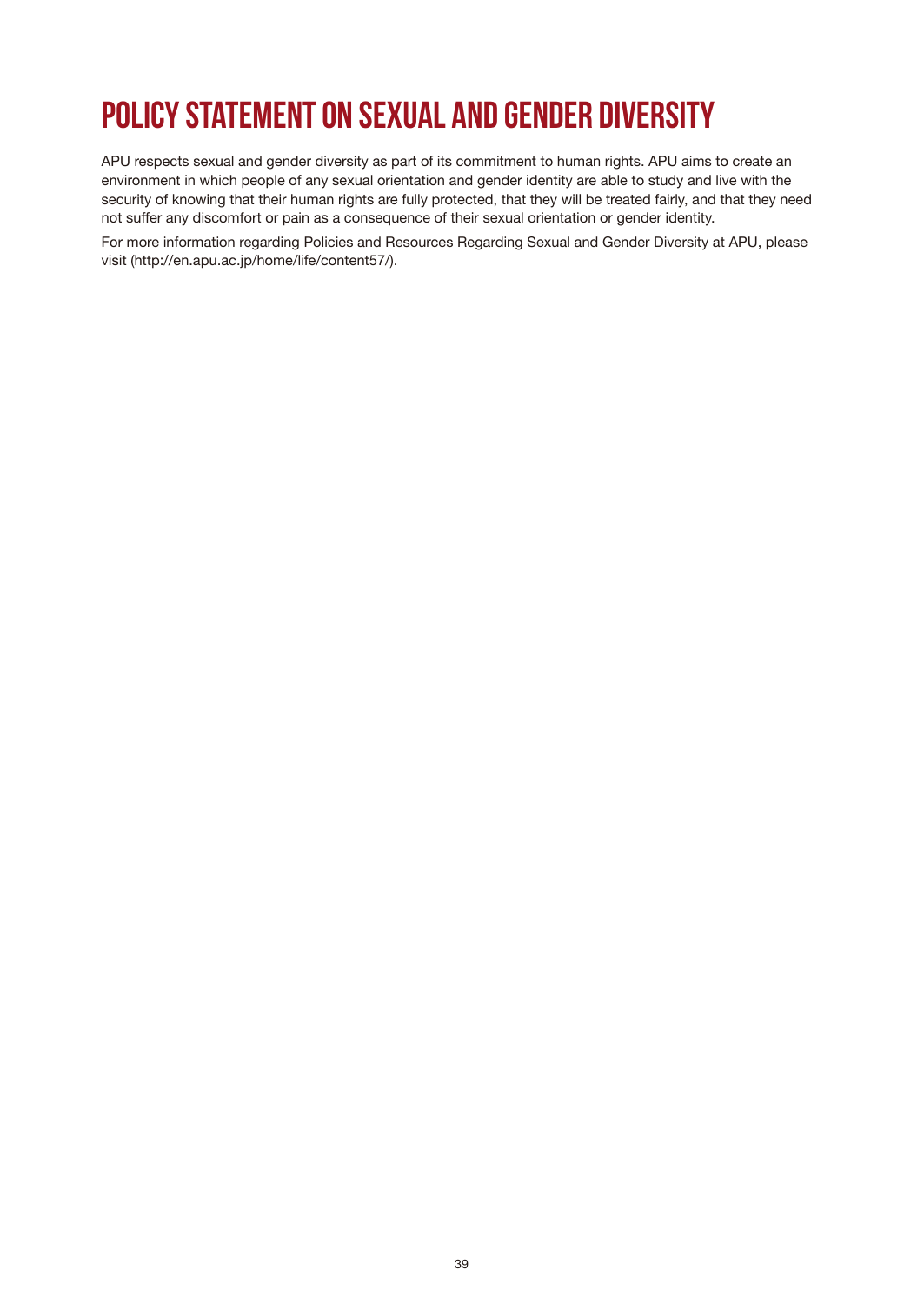# POLICY STATEMENT ON SEXUAL AND GENDER DIVERSITY

APU respects sexual and gender diversity as part of its commitment to human rights. APU aims to create an environment in which people of any sexual orientation and gender identity are able to study and live with the security of knowing that their human rights are fully protected, that they will be treated fairly, and that they need not suffer any discomfort or pain as a consequence of their sexual orientation or gender identity.

For more information regarding Policies and Resources Regarding Sexual and Gender Diversity at APU, please visit (http://en.apu.ac.jp/home/life/content57/).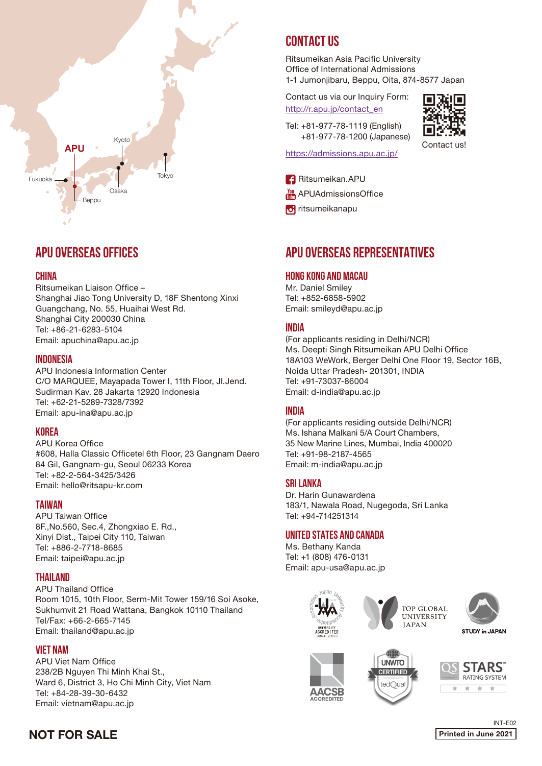APU

Kyoto

Fukuoka

Tokyo

Osaka

Beppu

## CONTACT US

Ritsumeikan Asia Pacific University
Office of International Admissions
1-1 Jumonjibaru, Beppu, Oita, 874-8577 Japan

Contact us via our Inquiry Form:
http://r.apu.jp/contact_en

Tel: +81-977-78-1119 (English)
+81-977-78-1200 (Japanese)

https://admissions.apu.ac.jp/

Contact us!

Ritsumeikan.APU

APUAdmissionsOffice

ritsumeikanapu

## APU OVERSEAS OFFICES

### CHINA

Ritsumeikan Liaison Office –
Shanghai Jiao Tong University D, 18F Shentong Xinxi
Guangchang, No. 55, Huaihai West Rd.
Shanghai City 200030 China
Tel: +86-21-6283-5104
Email: apuchina@apu.ac.jp

### INDONESIA

APU Indonesia Information Center
C/O MARQUEE, Mayapada Tower I, 11th Floor, Jl.Jend.
Sudirman Kav. 28 Jakarta 12920 Indonesia
Tel: +62-21-5289-7328/7392
Email: apu-ina@apu.ac.jp

### KOREA

APU Korea Office
#608, Halla Classic Officetel 6th Floor, 23 Gangnam Daero
84 Gil, Gangnam-gu, Seoul 06233 Korea
Tel: +82-2-564-3425/3426
Email: hello@ritsapu-kr.com

### TAIWAN

APU Taiwan Office
8F.,No.560, Sec.4, Zhongxiao E. Rd.,
Xinyi Dist., Taipei City 110, Taiwan
Tel: +886-2-7718-8685
Email: taipei@apu.ac.jp

### THAILAND

APU Thailand Office
Room 1015, 10th Floor, Serm-Mit Tower 159/16 Soi Asoke,
Sukhumvit 21 Road Wattana, Bangkok 10110 Thailand
Tel/Fax: +66-2-665-7145
Email: thailand@apu.ac.jp

### VIET NAM

APU Viet Nam Office
238/2B Nguyen Thi Minh Khai St.,
Ward 6, District 3, Ho Chi Minh City, Viet Nam
Tel: +84-28-39-30-6432
Email: vietnam@apu.ac.jp

## APU OVERSEAS REPRESENTATIVES

### HONG KONG AND MACAU

Mr. Daniel Smiley
Tel: +852-6858-5902
Email: smileyd@apu.ac.jp

### INDIA

(For applicants residing in Delhi/NCR)
Ms. Deepti Singh Ritsumeikan APU Delhi Office
18A103 WeWork, Berger Delhi One Floor 19, Sector 16B,
Noida Uttar Pradesh- 201301, INDIA
Tel: +91-73037-86004
Email: d-india@apu.ac.jp

### INDIA

(For applicants residing outside Delhi/NCR)
Ms. Ishana Malkani 5/A Court Chambers,
35 New Marine Lines, Mumbai, India 400020
Tel: +91-98-2187-4565
Email: m-india@apu.ac.jp

### SRI LANKA

Dr. Harin Gunawardena
183/1, Nawala Road, Nugegoda, Sri Lanka
Tel: +94-714251314

### UNITED STATES AND CANADA

Ms. Bethany Kanda
Tel: +1 (808) 476-0131
Email: apu-usa@apu.ac.jp

Japan University Accreditation Association — UNIVERSITY ACCREDITED 2016.4–2023.3

TOP GLOBAL UNIVERSITY JAPAN

STUDY in JAPAN

AACSB ACCREDITED

UNWTO CERTIFIED tedQual

QS STARS RATING SYSTEM

**NOT FOR SALE**

INT-E02

Printed in June 2021